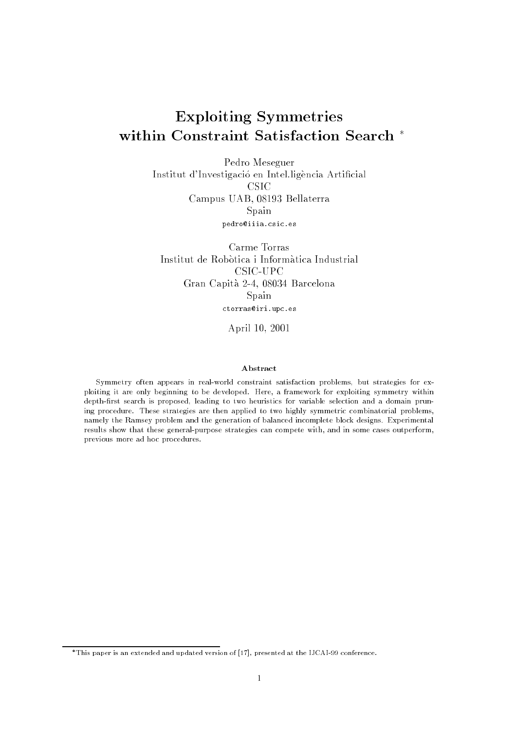# Exploiting Symmetries within Constraint Satisfaction Search [*]

Pedro Meseguer
Institut d'Investigació en Intel.ligència Artificial
CSIC
Campus UAB, 08193 Bellaterra
Spain
pedro@iiia.csic.es

Carme Torras
Institut de Robòtica i Informàtica Industrial
CSIC-UPC
Gran Capità 2-4, 08034 Barcelona
Spain
ctorras@iri.upc.es

April 10, 2001

**Abstract**

Symmetry often appears in real-world constraint satisfaction problems, but strategies for exploiting it are only beginning to be developed. Here, a framework for exploiting symmetry within depth-first search is proposed, leading to two heuristics for variable selection and a domain pruning procedure. These strategies are then applied to two highly symmetric combinatorial problems, namely the Ramsey problem and the generation of balanced incomplete block designs. Experimental results show that these general-purpose strategies can compete with, and in some cases outperform, previous more ad hoc procedures.

[*] This paper is an extended and updated version of [17], presented at the IJCAI-99 conference.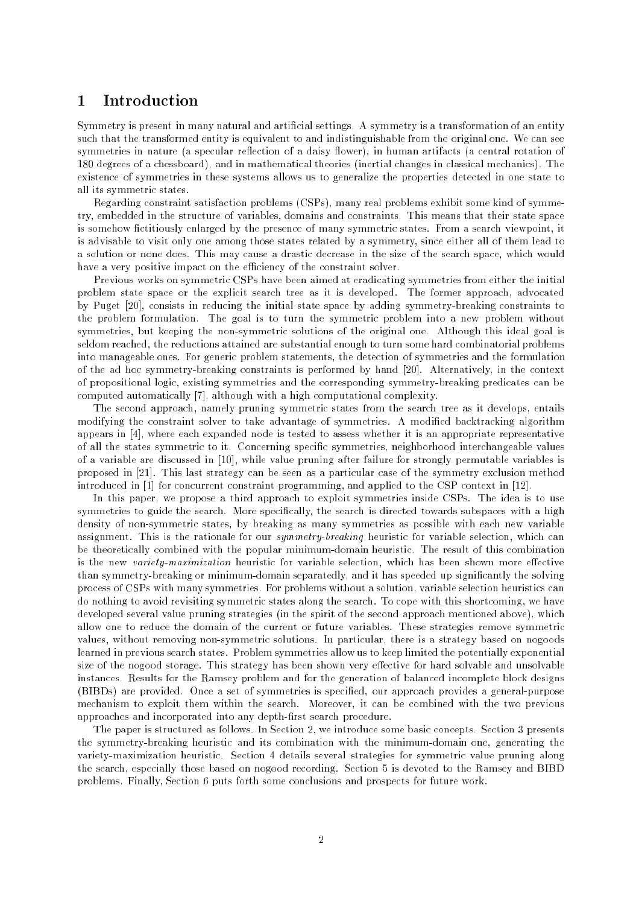# 1 Introduction

Symmetry is present in many natural and artificial settings. A symmetry is a transformation of an entity such that the transformed entity is equivalent to and indistinguishable from the original one. We can see symmetries in nature (a specular reflection of a daisy flower), in human artifacts (a central rotation of 180 degrees of a chessboard), and in mathematical theories (inertial changes in classical mechanics). The existence of symmetries in these systems allows us to generalize the properties detected in one state to all its symmetric states.

Regarding constraint satisfaction problems (CSPs), many real problems exhibit some kind of symmetry, embedded in the structure of variables, domains and constraints. This means that their state space is somehow fictitiously enlarged by the presence of many symmetric states. From a search viewpoint, it is advisable to visit only one among those states related by a symmetry, since either all of them lead to a solution or none does. This may cause a drastic decrease in the size of the search space, which would have a very positive impact on the efficiency of the constraint solver.

Previous works on symmetric CSPs have been aimed at eradicating symmetries from either the initial problem state space or the explicit search tree as it is developed. The former approach, advocated by Puget [20], consists in reducing the initial state space by adding symmetry-breaking constraints to the problem formulation. The goal is to turn the symmetric problem into a new problem without symmetries, but keeping the non-symmetric solutions of the original one. Although this ideal goal is seldom reached, the reductions attained are substantial enough to turn some hard combinatorial problems into manageable ones. For generic problem statements, the detection of symmetries and the formulation of the ad hoc symmetry-breaking constraints is performed by hand [20]. Alternatively, in the context of propositional logic, existing symmetries and the corresponding symmetry-breaking predicates can be computed automatically [7], although with a high computational complexity.

The second approach, namely pruning symmetric states from the search tree as it develops, entails modifying the constraint solver to take advantage of symmetries. A modified backtracking algorithm appears in [4], where each expanded node is tested to assess whether it is an appropriate representative of all the states symmetric to it. Concerning specific symmetries, neighborhood interchangeable values of a variable are discussed in [10], while value pruning after failure for strongly permutable variables is proposed in [21]. This last strategy can be seen as a particular case of the symmetry exclusion method introduced in [1] for concurrent constraint programming, and applied to the CSP context in [12].

In this paper, we propose a third approach to exploit symmetries inside CSPs. The idea is to use symmetries to guide the search. More specifically, the search is directed towards subspaces with a high density of non-symmetric states, by breaking as many symmetries as possible with each new variable assignment. This is the rationale for our *symmetry-breaking* heuristic for variable selection, which can be theoretically combined with the popular minimum-domain heuristic. The result of this combination is the new *variety-maximization* heuristic for variable selection, which has been shown more effective than symmetry-breaking or minimum-domain separatedly, and it has speeded up significantly the solving process of CSPs with many symmetries. For problems without a solution, variable selection heuristics can do nothing to avoid revisiting symmetric states along the search. To cope with this shortcoming, we have developed several value pruning strategies (in the spirit of the second approach mentioned above), which allow one to reduce the domain of the current or future variables. These strategies remove symmetric values, without removing non-symmetric solutions. In particular, there is a strategy based on nogoods learned in previous search states. Problem symmetries allow us to keep limited the potentially exponential size of the nogood storage. This strategy has been shown very effective for hard solvable and unsolvable instances. Results for the Ramsey problem and for the generation of balanced incomplete block designs (BIBDs) are provided. Once a set of symmetries is specified, our approach provides a general-purpose mechanism to exploit them within the search. Moreover, it can be combined with the two previous approaches and incorporated into any depth-first search procedure.

The paper is structured as follows. In Section 2, we introduce some basic concepts. Section 3 presents the symmetry-breaking heuristic and its combination with the minimum-domain one, generating the variety-maximization heuristic. Section 4 details several strategies for symmetric value pruning along the search, especially those based on nogood recording. Section 5 is devoted to the Ramsey and BIBD problems. Finally, Section 6 puts forth some conclusions and prospects for future work.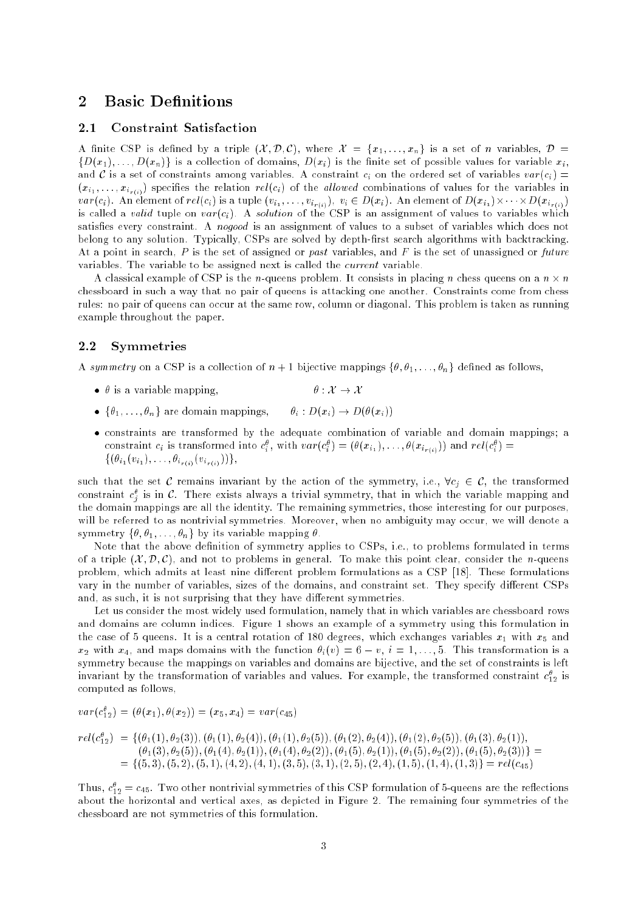## 2 Basic Definitions

### 2.1 Constraint Satisfaction

A finite CSP is defined by a triple $(\mathcal{X}, \mathcal{D}, \mathcal{C})$, where $\mathcal{X} = \{x_1, \ldots, x_n\}$ is a set of $n$ variables, $\mathcal{D} = \{D(x_1), \ldots, D(x_n)\}$ is a collection of domains, $D(x_i)$ is the finite set of possible values for variable $x_i$, and $\mathcal{C}$ is a set of constraints among variables. A constraint $c_i$ on the ordered set of variables $var(c_i) = (x_{i_1}, \ldots, x_{i_{r(i)}})$ specifies the relation $rel(c_i)$ of the *allowed* combinations of values for the variables in $var(c_i)$. An element of $rel(c_i)$ is a tuple $(v_{i_1}, \ldots, v_{i_{r(i)}})$, $v_i \in D(x_i)$. An element of $D(x_{i_1}) \times \cdots \times D(x_{i_{r(i)}})$ is called a *valid* tuple on $var(c_i)$. A *solution* of the CSP is an assignment of values to variables which satisfies every constraint. A *nogood* is an assignment of values to a subset of variables which does not belong to any solution. Typically, CSPs are solved by depth-first search algorithms with backtracking. At a point in search, $P$ is the set of assigned or *past* variables, and $F$ is the set of unassigned or *future* variables. The variable to be assigned next is called the *current* variable.

A classical example of CSP is the $n$-queens problem. It consists in placing $n$ chess queens on a $n \times n$ chessboard in such a way that no pair of queens is attacking one another. Constraints come from chess rules: no pair of queens can occur at the same row, column or diagonal. This problem is taken as running example throughout the paper.

### 2.2 Symmetries

A *symmetry* on a CSP is a collection of $n+1$ bijective mappings $\{\theta, \theta_1, \ldots, \theta_n\}$ defined as follows,

- $\theta$ is a variable mapping, $\quad \theta : \mathcal{X} \rightarrow \mathcal{X}$
- $\{\theta_1, \ldots, \theta_n\}$ are domain mappings, $\quad \theta_i : D(x_i) \rightarrow D(\theta(x_i))$
- constraints are transformed by the adequate combination of variable and domain mappings; a constraint $c_i$ is transformed into $c_i^\theta$, with $var(c_i^\theta) = (\theta(x_{i_1}), \ldots, \theta(x_{i_{r(i)}}))$ and $rel(c_i^\theta) = \{(\theta_{i_1}(v_{i_1}), \ldots, \theta_{i_{r(i)}}(v_{i_{r(i)}}))\}$,

such that the set $\mathcal{C}$ remains invariant by the action of the symmetry, i.e., $\forall c_j \in \mathcal{C}$, the transformed constraint $c_j^\theta$ is in $\mathcal{C}$. There exists always a trivial symmetry, that in which the variable mapping and the domain mappings are all the identity. The remaining symmetries, those interesting for our purposes, will be referred to as nontrivial symmetries. Moreover, when no ambiguity may occur, we will denote a symmetry $\{\theta, \theta_1, \ldots, \theta_n\}$ by its variable mapping $\theta$.

Note that the above definition of symmetry applies to CSPs, i.e., to problems formulated in terms of a triple $(\mathcal{X}, \mathcal{D}, \mathcal{C})$, and not to problems in general. To make this point clear, consider the $n$-queens problem, which admits at least nine different problem formulations as a CSP [18]. These formulations vary in the number of variables, sizes of the domains, and constraint set. They specify different CSPs and, as such, it is not surprising that they have different symmetries.

Let us consider the most widely used formulation, namely that in which variables are chessboard rows and domains are column indices. Figure 1 shows an example of a symmetry using this formulation in the case of 5 queens. It is a central rotation of 180 degrees, which exchanges variables $x_1$ with $x_5$ and $x_2$ with $x_4$, and maps domains with the function $\theta_i(v) = 6 - v$, $i = 1, \ldots, 5$. This transformation is a symmetry because the mappings on variables and domains are bijective, and the set of constraints is left invariant by the transformation of variables and values. For example, the transformed constraint $c_{12}^\theta$ is computed as follows,

$$var(c_{12}^\theta) = (\theta(x_1), \theta(x_2)) = (x_5, x_4) = var(c_{45})$$

$$\begin{aligned} rel(c_{12}^\theta) &= \{(\theta_1(1), \theta_2(3)), (\theta_1(1), \theta_2(4)), (\theta_1(1), \theta_2(5)), (\theta_1(2), \theta_2(4)), (\theta_1(2), \theta_2(5)), (\theta_1(3), \theta_2(1)), \\ &\quad (\theta_1(3), \theta_2(5)), (\theta_1(4), \theta_2(1)), (\theta_1(4), \theta_2(2)), (\theta_1(5), \theta_2(1)), (\theta_1(5), \theta_2(2)), (\theta_1(5), \theta_2(3))\} = \\ &= \{(5,3), (5,2), (5,1), (4,2), (4,1), (3,5), (3,1), (2,5), (2,4), (1,5), (1,4), (1,3)\} = rel(c_{45}) \end{aligned}$$

Thus, $c_{12}^\theta = c_{45}$. Two other nontrivial symmetries of this CSP formulation of 5-queens are the reflections about the horizontal and vertical axes, as depicted in Figure 2. The remaining four symmetries of the chessboard are not symmetries of this formulation.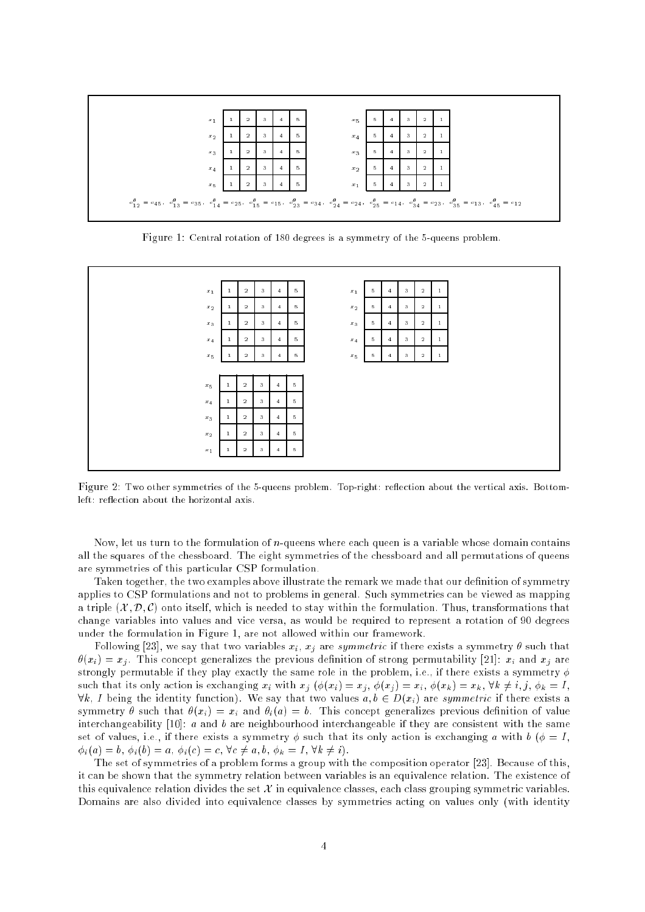| $x_1$ | 1 | 2 | 3 | 4 | 5 |
|---|---|---|---|---|---|
| $x_2$ | 1 | 2 | 3 | 4 | 5 |
| $x_3$ | 1 | 2 | 3 | 4 | 5 |
| $x_4$ | 1 | 2 | 3 | 4 | 5 |
| $x_5$ | 1 | 2 | 3 | 4 | 5 |

| $x_5$ | 5 | 4 | 3 | 2 | 1 |
|---|---|---|---|---|---|
| $x_4$ | 5 | 4 | 3 | 2 | 1 |
| $x_3$ | 5 | 4 | 3 | 2 | 1 |
| $x_2$ | 5 | 4 | 3 | 2 | 1 |
| $x_1$ | 5 | 4 | 3 | 2 | 1 |

$c^{\theta}_{12} = c_{45}$, $c^{\theta}_{13} = c_{35}$, $c^{\theta}_{14} = c_{25}$, $c^{\theta}_{15} = c_{15}$, $c^{\theta}_{23} = c_{34}$, $c^{\theta}_{24} = c_{24}$, $c^{\theta}_{25} = c_{14}$, $c^{\theta}_{34} = c_{23}$, $c^{\theta}_{35} = c_{13}$, $c^{\theta}_{45} = c_{12}$

Figure 1: Central rotation of 180 degrees is a symmetry of the 5-queens problem.

| $x_1$ | 1 | 2 | 3 | 4 | 5 |
|---|---|---|---|---|---|
| $x_2$ | 1 | 2 | 3 | 4 | 5 |
| $x_3$ | 1 | 2 | 3 | 4 | 5 |
| $x_4$ | 1 | 2 | 3 | 4 | 5 |
| $x_5$ | 1 | 2 | 3 | 4 | 5 |

| $x_1$ | 5 | 4 | 3 | 2 | 1 |
|---|---|---|---|---|---|
| $x_2$ | 5 | 4 | 3 | 2 | 1 |
| $x_3$ | 5 | 4 | 3 | 2 | 1 |
| $x_4$ | 5 | 4 | 3 | 2 | 1 |
| $x_5$ | 5 | 4 | 3 | 2 | 1 |

| $x_5$ | 1 | 2 | 3 | 4 | 5 |
|---|---|---|---|---|---|
| $x_4$ | 1 | 2 | 3 | 4 | 5 |
| $x_3$ | 1 | 2 | 3 | 4 | 5 |
| $x_2$ | 1 | 2 | 3 | 4 | 5 |
| $x_1$ | 1 | 2 | 3 | 4 | 5 |

Figure 2: Two other symmetries of the 5-queens problem. Top-right: reflection about the vertical axis. Bottom-left: reflection about the horizontal axis.

Now, let us turn to the formulation of $n$-queens where each queen is a variable whose domain contains all the squares of the chessboard. The eight symmetries of the chessboard and all permutations of queens are symmetries of this particular CSP formulation.

Taken together, the two examples above illustrate the remark we made that our definition of symmetry applies to CSP formulations and not to problems in general. Such symmetries can be viewed as mapping a triple $(\mathcal{X}, \mathcal{D}, \mathcal{C})$ onto itself, which is needed to stay within the formulation. Thus, transformations that change variables into values and vice versa, as would be required to represent a rotation of 90 degrees under the formulation in Figure 1, are not allowed within our framework.

Following [23], we say that two variables $x_i$, $x_j$ are *symmetric* if there exists a symmetry $\theta$ such that $\theta(x_i) = x_j$. This concept generalizes the previous definition of strong permutability [21]: $x_i$ and $x_j$ are strongly permutable if they play exactly the same role in the problem, i.e., if there exists a symmetry $\phi$ such that its only action is exchanging $x_i$ with $x_j$ ($\phi(x_i) = x_j$, $\phi(x_j) = x_i$, $\phi(x_k) = x_k$, $\forall k \neq i, j$, $\phi_k = I$, $\forall k$, $I$ being the identity function). We say that two values $a, b \in D(x_i)$ are *symmetric* if there exists a symmetry $\theta$ such that $\theta(x_i) = x_i$ and $\theta_i(a) = b$. This concept generalizes previous definition of value interchangeability [10]: $a$ and $b$ are neighbourhood interchangeable if they are consistent with the same set of values, i.e., if there exists a symmetry $\phi$ such that its only action is exchanging $a$ with $b$ ($\phi = I$, $\phi_i(a) = b$, $\phi_i(b) = a$, $\phi_i(c) = c$, $\forall c \neq a, b$, $\phi_k = I$, $\forall k \neq i$).

The set of symmetries of a problem forms a group with the composition operator [23]. Because of this, it can be shown that the symmetry relation between variables is an equivalence relation. The existence of this equivalence relation divides the set $\mathcal{X}$ in equivalence classes, each class grouping symmetric variables. Domains are also divided into equivalence classes by symmetries acting on values only (with identity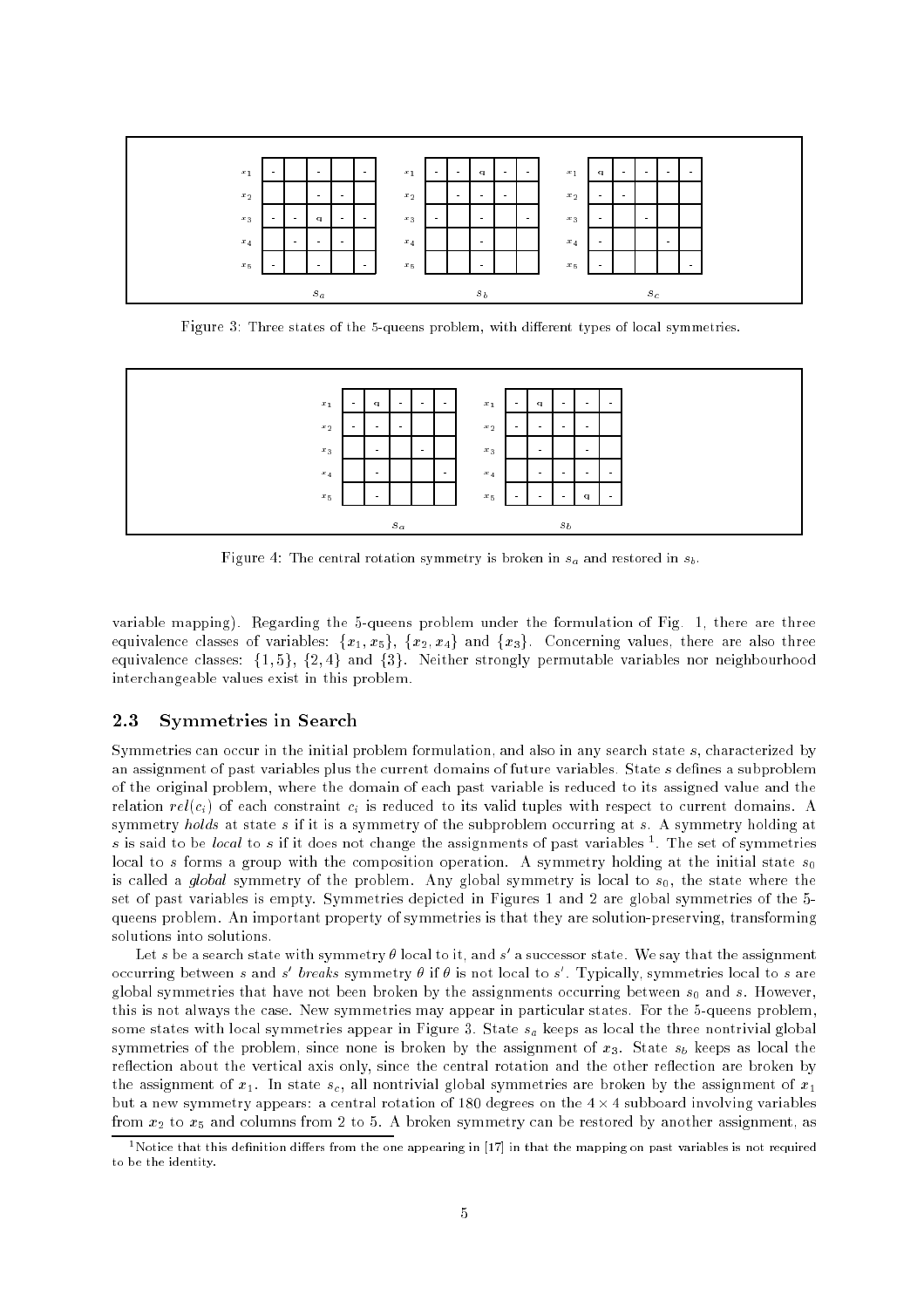Figure 3: Three states of the 5-queens problem, with different types of local symmetries.

Figure 4: The central rotation symmetry is broken in $s_a$ and restored in $s_b$.

variable mapping). Regarding the 5-queens problem under the formulation of Fig. 1, there are three equivalence classes of variables: $\{x_1, x_5\}$, $\{x_2, x_4\}$ and $\{x_3\}$. Concerning values, there are also three equivalence classes: $\{1, 5\}$, $\{2, 4\}$ and $\{3\}$. Neither strongly permutable variables nor neighbourhood interchangeable values exist in this problem.

## 2.3 Symmetries in Search

Symmetries can occur in the initial problem formulation, and also in any search state $s$, characterized by an assignment of past variables plus the current domains of future variables. State $s$ defines a subproblem of the original problem, where the domain of each past variable is reduced to its assigned value and the relation $rel(c_i)$ of each constraint $c_i$ is reduced to its valid tuples with respect to current domains. A symmetry *holds* at state $s$ if it is a symmetry of the subproblem occurring at $s$. A symmetry holding at $s$ is said to be *local* to $s$ if it does not change the assignments of past variables [1]. The set of symmetries local to $s$ forms a group with the composition operation. A symmetry holding at the initial state $s_0$ is called a *global* symmetry of the problem. Any global symmetry is local to $s_0$, the state where the set of past variables is empty. Symmetries depicted in Figures 1 and 2 are global symmetries of the 5-queens problem. An important property of symmetries is that they are solution-preserving, transforming solutions into solutions.

Let $s$ be a search state with symmetry $\theta$ local to it, and $s'$ a successor state. We say that the assignment occurring between $s$ and $s'$ *breaks* symmetry $\theta$ if $\theta$ is not local to $s'$. Typically, symmetries local to $s$ are global symmetries that have not been broken by the assignments occurring between $s_0$ and $s$. However, this is not always the case. New symmetries may appear in particular states. For the 5-queens problem, some states with local symmetries appear in Figure 3. State $s_a$ keeps as local the three nontrivial global symmetries of the problem, since none is broken by the assignment of $x_3$. State $s_b$ keeps as local the reflection about the vertical axis only, since the central rotation and the other reflection are broken by the assignment of $x_1$. In state $s_c$, all nontrivial global symmetries are broken by the assignment of $x_1$ but a new symmetry appears: a central rotation of 180 degrees on the $4 \times 4$ subboard involving variables from $x_2$ to $x_5$ and columns from 2 to 5. A broken symmetry can be restored by another assignment, as

[1] Notice that this definition differs from the one appearing in [17] in that the mapping on past variables is not required to be the identity.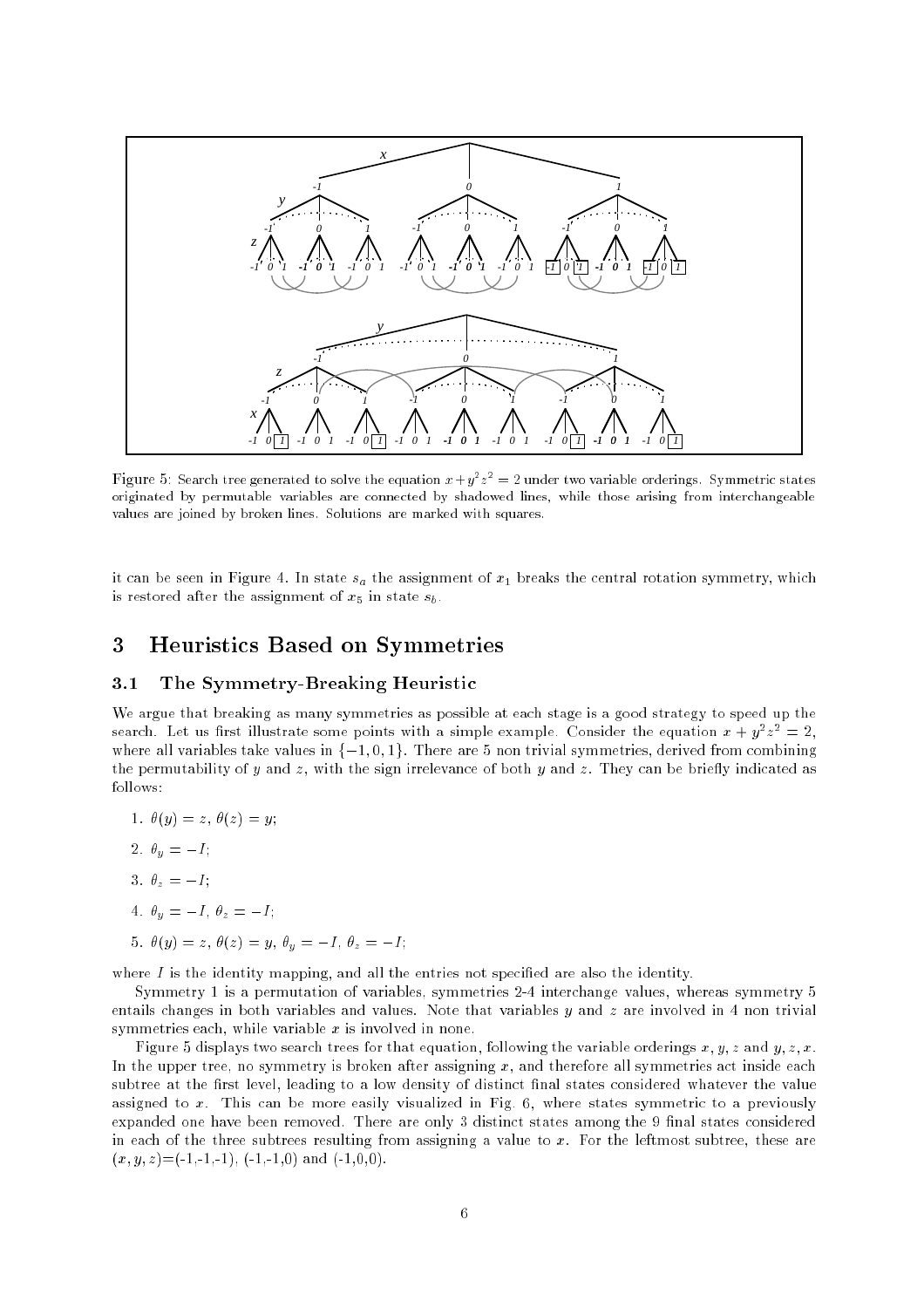Figure 5: Search tree generated to solve the equation $x+y^2z^2=2$ under two variable orderings. Symmetric states originated by permutable variables are connected by shadowed lines, while those arising from interchangeable values are joined by broken lines. Solutions are marked with squares.

it can be seen in Figure 4. In state $s_a$ the assignment of $x_1$ breaks the central rotation symmetry, which is restored after the assignment of $x_5$ in state $s_b$.

## 3 Heuristics Based on Symmetries

### 3.1 The Symmetry-Breaking Heuristic

We argue that breaking as many symmetries as possible at each stage is a good strategy to speed up the search. Let us first illustrate some points with a simple example. Consider the equation $x + y^2z^2 = 2$, where all variables take values in $\{-1, 0, 1\}$. There are 5 non trivial symmetries, derived from combining the permutability of $y$ and $z$, with the sign irrelevance of both $y$ and $z$. They can be briefly indicated as follows:

1. $\theta(y) = z$, $\theta(z) = y$;
2. $\theta_y = -I$;
3. $\theta_z = -I$;
4. $\theta_y = -I$, $\theta_z = -I$;
5. $\theta(y) = z$, $\theta(z) = y$, $\theta_y = -I$, $\theta_z = -I$;

where $I$ is the identity mapping, and all the entries not specified are also the identity.

Symmetry 1 is a permutation of variables, symmetries 2-4 interchange values, whereas symmetry 5 entails changes in both variables and values. Note that variables $y$ and $z$ are involved in 4 non trivial symmetries each, while variable $x$ is involved in none.

Figure 5 displays two search trees for that equation, following the variable orderings $x, y, z$ and $y, z, x$. In the upper tree, no symmetry is broken after assigning $x$, and therefore all symmetries act inside each subtree at the first level, leading to a low density of distinct final states considered whatever the value assigned to $x$. This can be more easily visualized in Fig. 6, where states symmetric to a previously expanded one have been removed. There are only 3 distinct states among the 9 final states considered in each of the three subtrees resulting from assigning a value to $x$. For the leftmost subtree, these are $(x, y, z)$=(-1,-1,-1), (-1,-1,0) and (-1,0,0).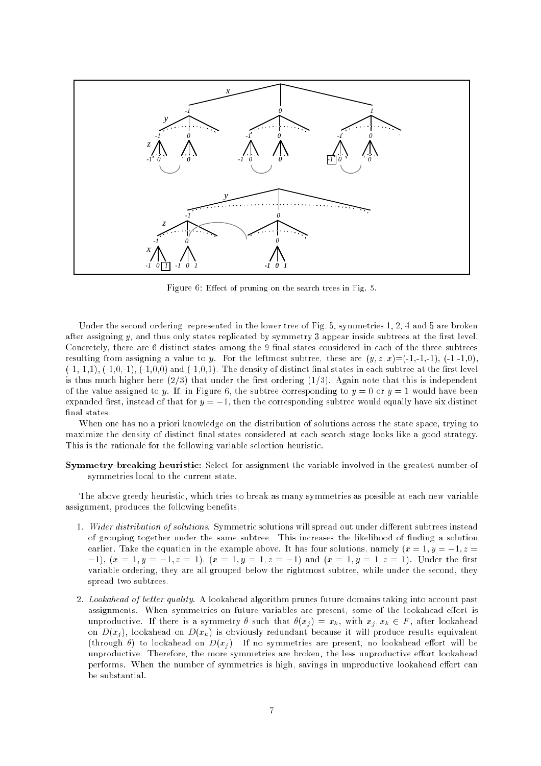Figure 6: Effect of pruning on the search trees in Fig. 5.

Under the second ordering, represented in the lower tree of Fig. 5, symmetries 1, 2, 4 and 5 are broken after assigning $y$, and thus only states replicated by symmetry 3 appear inside subtrees at the first level. Concretely, there are 6 distinct states among the 9 final states considered in each of the three subtrees resulting from assigning a value to $y$. For the leftmost subtree, these are $(y, z, x)$=(-1,-1,-1), (-1,-1,0), (-1,-1,1), (-1,0,-1), (-1,0,0) and (-1,0,1). The density of distinct final states in each subtree at the first level is thus much higher here (2/3) that under the first ordering (1/3). Again note that this is independent of the value assigned to $y$. If, in Figure 6, the subtree corresponding to $y = 0$ or $y = 1$ would have been expanded first, instead of that for $y = -1$, then the corresponding subtree would equally have six distinct final states.

When one has no a priori knowledge on the distribution of solutions across the state space, trying to maximize the density of distinct final states considered at each search stage looks like a good strategy. This is the rationale for the following variable selection heuristic.

**Symmetry-breaking heuristic:** Select for assignment the variable involved in the greatest number of symmetries local to the current state.

The above greedy heuristic, which tries to break as many symmetries as possible at each new variable assignment, produces the following benefits,

1. *Wider distribution of solutions.* Symmetric solutions will spread out under different subtrees instead of grouping together under the same subtree. This increases the likelihood of finding a solution earlier. Take the equation in the example above. It has four solutions, namely $(x = 1, y = -1, z = -1)$, $(x = 1, y = -1, z = 1)$, $(x = 1, y = 1, z = -1)$ and $(x = 1, y = 1, z = 1)$. Under the first variable ordering, they are all grouped below the rightmost subtree, while under the second, they spread two subtrees.

2. *Lookahead of better quality.* A lookahead algorithm prunes future domains taking into account past assignments. When symmetries on future variables are present, some of the lookahead effort is unproductive. If there is a symmetry $\theta$ such that $\theta(x_j) = x_k$, with $x_j, x_k \in F$, after lookahead on $D(x_j)$, lookahead on $D(x_k)$ is obviously redundant because it will produce results equivalent (through $\theta$) to lookahead on $D(x_j)$. If no symmetries are present, no lookahead effort will be unproductive. Therefore, the more symmetries are broken, the less unproductive effort lookahead performs. When the number of symmetries is high, savings in unproductive lookahead effort can be substantial.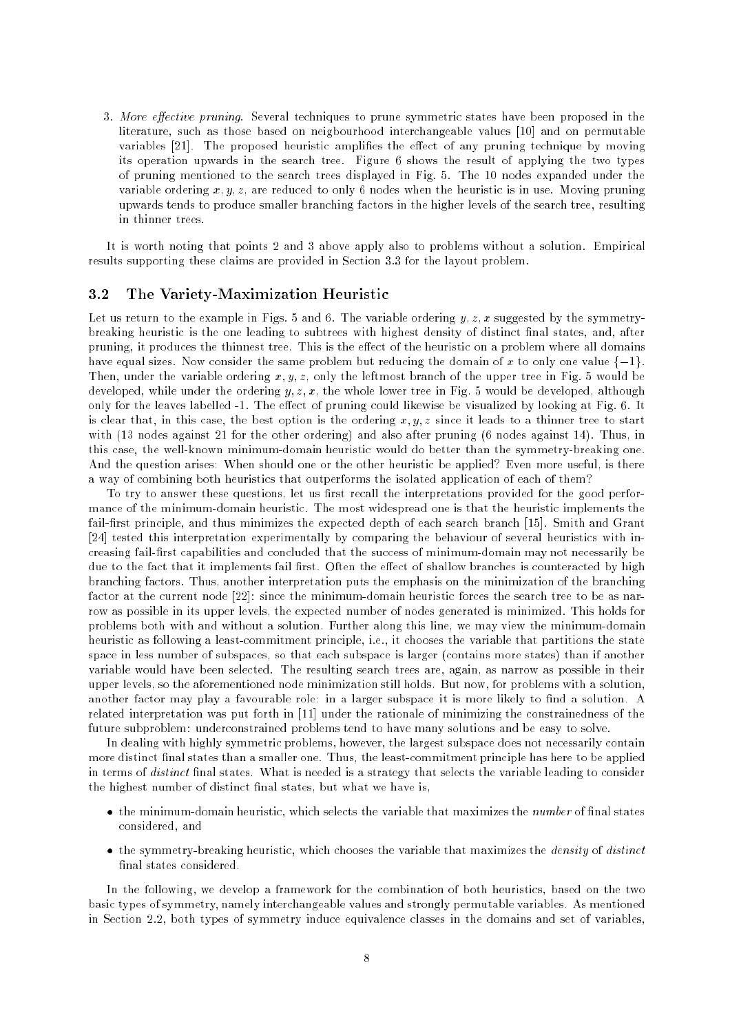3. *More effective pruning.* Several techniques to prune symmetric states have been proposed in the literature, such as those based on neigbourhood interchangeable values [10] and on permutable variables [21]. The proposed heuristic amplifies the effect of any pruning technique by moving its operation upwards in the search tree. Figure 6 shows the result of applying the two types of pruning mentioned to the search trees displayed in Fig. 5. The 10 nodes expanded under the variable ordering $x, y, z$, are reduced to only 6 nodes when the heuristic is in use. Moving pruning upwards tends to produce smaller branching factors in the higher levels of the search tree, resulting in thinner trees.

It is worth noting that points 2 and 3 above apply also to problems without a solution. Empirical results supporting these claims are provided in Section 3.3 for the layout problem.

## 3.2 The Variety-Maximization Heuristic

Let us return to the example in Figs. 5 and 6. The variable ordering $y, z, x$ suggested by the symmetry-breaking heuristic is the one leading to subtrees with highest density of distinct final states, and, after pruning, it produces the thinnest tree. This is the effect of the heuristic on a problem where all domains have equal sizes. Now consider the same problem but reducing the domain of $x$ to only one value $\{-1\}$. Then, under the variable ordering $x, y, z$, only the leftmost branch of the upper tree in Fig. 5 would be developed, while under the ordering $y, z, x$, the whole lower tree in Fig. 5 would be developed, although only for the leaves labelled -1. The effect of pruning could likewise be visualized by looking at Fig. 6. It is clear that, in this case, the best option is the ordering $x, y, z$ since it leads to a thinner tree to start with (13 nodes against 21 for the other ordering) and also after pruning (6 nodes against 14). Thus, in this case, the well-known minimum-domain heuristic would do better than the symmetry-breaking one. And the question arises: When should one or the other heuristic be applied? Even more useful, is there a way of combining both heuristics that outperforms the isolated application of each of them?

To try to answer these questions, let us first recall the interpretations provided for the good performance of the minimum-domain heuristic. The most widespread one is that the heuristic implements the fail-first principle, and thus minimizes the expected depth of each search branch [15]. Smith and Grant [24] tested this interpretation experimentally by comparing the behaviour of several heuristics with increasing fail-first capabilities and concluded that the success of minimum-domain may not necessarily be due to the fact that it implements fail first. Often the effect of shallow branches is counteracted by high branching factors. Thus, another interpretation puts the emphasis on the minimization of the branching factor at the current node [22]: since the minimum-domain heuristic forces the search tree to be as narrow as possible in its upper levels, the expected number of nodes generated is minimized. This holds for problems both with and without a solution. Further along this line, we may view the minimum-domain heuristic as following a least-commitment principle, i.e., it chooses the variable that partitions the state space in less number of subspaces, so that each subspace is larger (contains more states) than if another variable would have been selected. The resulting search trees are, again, as narrow as possible in their upper levels, so the aforementioned node minimization still holds. But now, for problems with a solution, another factor may play a favourable role: in a larger subspace it is more likely to find a solution. A related interpretation was put forth in [11] under the rationale of minimizing the constrainedness of the future subproblem: underconstrained problems tend to have many solutions and be easy to solve.

In dealing with highly symmetric problems, however, the largest subspace does not necessarily contain more distinct final states than a smaller one. Thus, the least-commitment principle has here to be applied in terms of *distinct* final states. What is needed is a strategy that selects the variable leading to consider the highest number of distinct final states, but what we have is,

- the minimum-domain heuristic, which selects the variable that maximizes the *number* of final states considered, and
- the symmetry-breaking heuristic, which chooses the variable that maximizes the *density* of *distinct* final states considered.

In the following, we develop a framework for the combination of both heuristics, based on the two basic types of symmetry, namely interchangeable values and strongly permutable variables. As mentioned in Section 2.2, both types of symmetry induce equivalence classes in the domains and set of variables,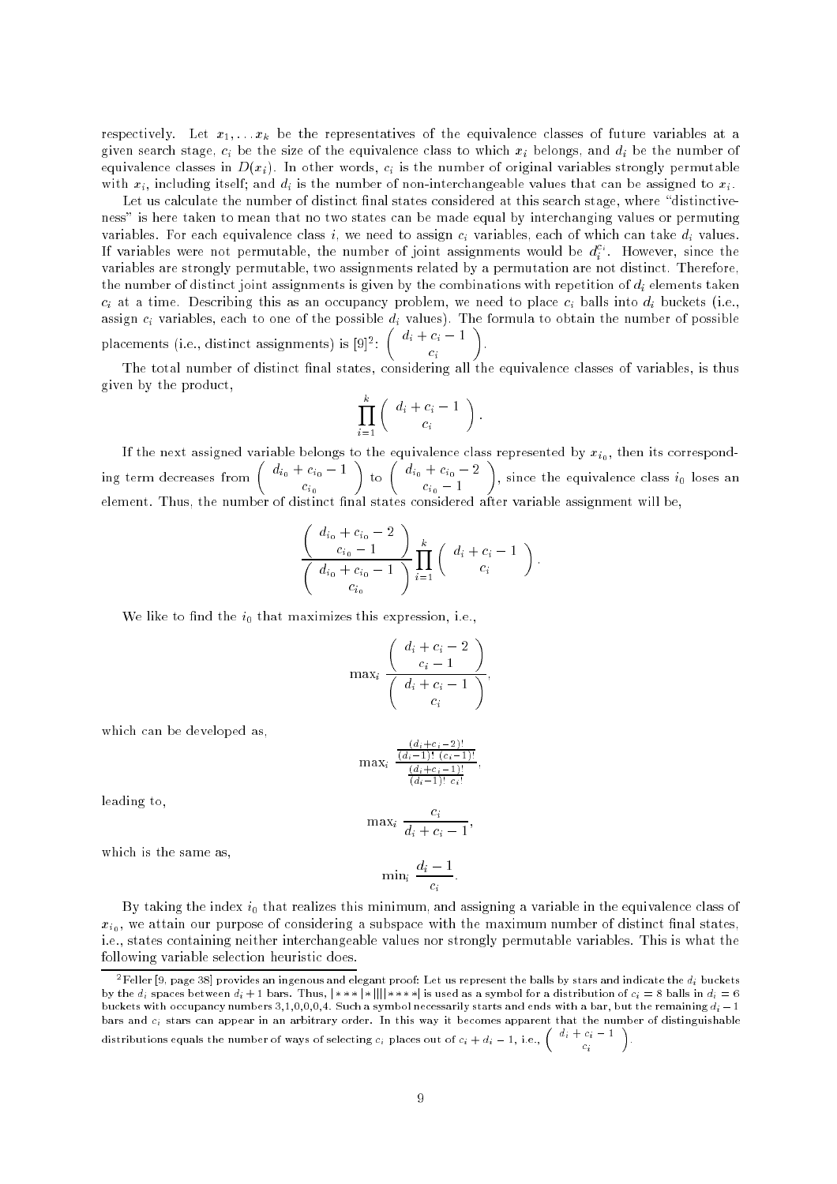respectively. Let $x_1, \ldots x_k$ be the representatives of the equivalence classes of future variables at a given search stage, $c_i$ be the size of the equivalence class to which $x_i$ belongs, and $d_i$ be the number of equivalence classes in $D(x_i)$. In other words, $c_i$ is the number of original variables strongly permutable with $x_i$, including itself; and $d_i$ is the number of non-interchangeable values that can be assigned to $x_i$.

Let us calculate the number of distinct final states considered at this search stage, where "distinctiveness" is here taken to mean that no two states can be made equal by interchanging values or permuting variables. For each equivalence class $i$, we need to assign $c_i$ variables, each of which can take $d_i$ values. If variables were not permutable, the number of joint assignments would be $d_i^{c_i}$. However, since the variables are strongly permutable, two assignments related by a permutation are not distinct. Therefore, the number of distinct joint assignments is given by the combinations with repetition of $d_i$ elements taken $c_i$ at a time. Describing this as an occupancy problem, we need to place $c_i$ balls into $d_i$ buckets (i.e., assign $c_i$ variables, each to one of the possible $d_i$ values). The formula to obtain the number of possible placements (i.e., distinct assignments) is [9][2]: $\binom{d_i + c_i - 1}{c_i}$.

The total number of distinct final states, considering all the equivalence classes of variables, is thus given by the product,

$$\prod_{i=1}^{k} \binom{d_i + c_i - 1}{c_i}.$$

If the next assigned variable belongs to the equivalence class represented by $x_{i_0}$, then its corresponding term decreases from $\binom{d_{i_0} + c_{i_0} - 1}{c_{i_0}}$ to $\binom{d_{i_0} + c_{i_0} - 2}{c_{i_0} - 1}$, since the equivalence class $i_0$ loses an element. Thus, the number of distinct final states considered after variable assignment will be,

$$\frac{\binom{d_{i_0} + c_{i_0} - 2}{c_{i_0} - 1}}{\binom{d_{i_0} + c_{i_0} - 1}{c_{i_0}}} \prod_{i=1}^{k} \binom{d_i + c_i - 1}{c_i}.$$

We like to find the $i_0$ that maximizes this expression, i.e.,

$$\max_i \frac{\binom{d_i + c_i - 2}{c_i - 1}}{\binom{d_i + c_i - 1}{c_i}},$$

which can be developed as,

$$\max_i \frac{\frac{(d_i + c_i - 2)!}{(d_i - 1)!\,(c_i - 1)!}}{\frac{(d_i + c_i - 1)!}{(d_i - 1)!\,c_i!}},$$

leading to,

$$\max_i \frac{c_i}{d_i + c_i - 1},$$

which is the same as,

$$\min_i \frac{d_i - 1}{c_i}.$$

By taking the index $i_0$ that realizes this minimum, and assigning a variable in the equivalence class of $x_{i_0}$, we attain our purpose of considering a subspace with the maximum number of distinct final states, i.e., states containing neither interchangeable values nor strongly permutable variables. This is what the following variable selection heuristic does.

---

[2] Feller [9, page 38] provides an ingenous and elegant proof: Let us represent the balls by stars and indicate the $d_i$ buckets by the $d_i$ spaces between $d_i + 1$ bars. Thus, $|***|*||||****|$ is used as a symbol for a distribution of $c_i = 8$ balls in $d_i = 6$ buckets with occupancy numbers 3,1,0,0,0,4. Such a symbol necessarily starts and ends with a bar, but the remaining $d_i - 1$ bars and $c_i$ stars can appear in an arbitrary order. In this way it becomes apparent that the number of distinguishable distributions equals the number of ways of selecting $c_i$ places out of $c_i + d_i - 1$, i.e., $\binom{d_i + c_i - 1}{c_i}$.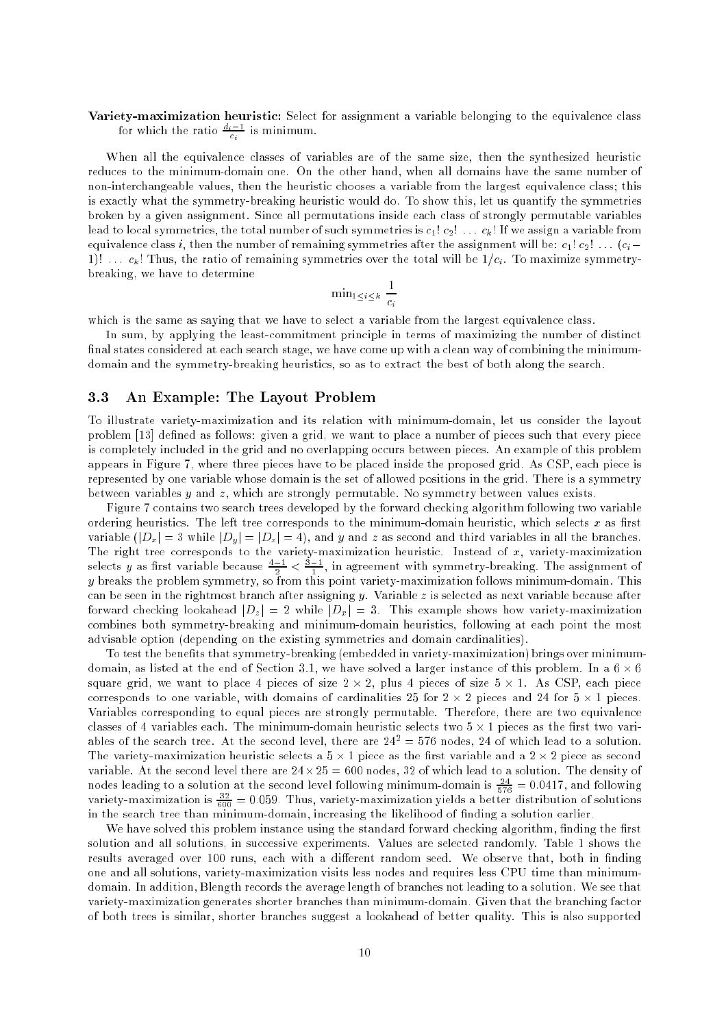**Variety-maximization heuristic:** Select for assignment a variable belonging to the equivalence class for which the ratio $\frac{d_i - 1}{c_i}$ is minimum.

When all the equivalence classes of variables are of the same size, then the synthesized heuristic reduces to the minimum-domain one. On the other hand, when all domains have the same number of non-interchangeable values, then the heuristic chooses a variable from the largest equivalence class; this is exactly what the symmetry-breaking heuristic would do. To show this, let us quantify the symmetries broken by a given assignment. Since all permutations inside each class of strongly permutable variables lead to local symmetries, the total number of such symmetries is $c_1!\ c_2!\ \ldots\ c_k!$ If we assign a variable from equivalence class $i$, then the number of remaining symmetries after the assignment will be: $c_1!\ c_2!\ \ldots\ (c_i - 1)!\ \ldots\ c_k!$ Thus, the ratio of remaining symmetries over the total will be $1/c_i$. To maximize symmetry-breaking, we have to determine

$$\min_{1 \leq i \leq k} \frac{1}{c_i}$$

which is the same as saying that we have to select a variable from the largest equivalence class.

In sum, by applying the least-commitment principle in terms of maximizing the number of distinct final states considered at each search stage, we have come up with a clean way of combining the minimum-domain and the symmetry-breaking heuristics, so as to extract the best of both along the search.

### 3.3 An Example: The Layout Problem

To illustrate variety-maximization and its relation with minimum-domain, let us consider the layout problem [13] defined as follows: given a grid, we want to place a number of pieces such that every piece is completely included in the grid and no overlapping occurs between pieces. An example of this problem appears in Figure 7, where three pieces have to be placed inside the proposed grid. As CSP, each piece is represented by one variable whose domain is the set of allowed positions in the grid. There is a symmetry between variables $y$ and $z$, which are strongly permutable. No symmetry between values exists.

Figure 7 contains two search trees developed by the forward checking algorithm following two variable ordering heuristics. The left tree corresponds to the minimum-domain heuristic, which selects $x$ as first variable ($|D_x| = 3$ while $|D_y| = |D_z| = 4$), and $y$ and $z$ as second and third variables in all the branches. The right tree corresponds to the variety-maximization heuristic. Instead of $x$, variety-maximization selects $y$ as first variable because $\frac{4-1}{2} < \frac{3-1}{1}$, in agreement with symmetry-breaking. The assignment of $y$ breaks the problem symmetry, so from this point variety-maximization follows minimum-domain. This can be seen in the rightmost branch after assigning $y$. Variable $z$ is selected as next variable because after forward checking lookahead $|D_z| = 2$ while $|D_x| = 3$. This example shows how variety-maximization combines both symmetry-breaking and minimum-domain heuristics, following at each point the most advisable option (depending on the existing symmetries and domain cardinalities).

To test the benefits that symmetry-breaking (embedded in variety-maximization) brings over minimum-domain, as listed at the end of Section 3.1, we have solved a larger instance of this problem. In a $6 \times 6$ square grid, we want to place 4 pieces of size $2 \times 2$, plus 4 pieces of size $5 \times 1$. As CSP, each piece corresponds to one variable, with domains of cardinalities 25 for $2 \times 2$ pieces and 24 for $5 \times 1$ pieces. Variables corresponding to equal pieces are strongly permutable. Therefore, there are two equivalence classes of 4 variables each. The minimum-domain heuristic selects two $5 \times 1$ pieces as the first two variables of the search tree. At the second level, there are $24^2 = 576$ nodes, 24 of which lead to a solution. The variety-maximization heuristic selects a $5 \times 1$ piece as the first variable and a $2 \times 2$ piece as second variable. At the second level there are $24 \times 25 = 600$ nodes, 32 of which lead to a solution. The density of nodes leading to a solution at the second level following minimum-domain is $\frac{24}{576} = 0.0417$, and following variety-maximization is $\frac{32}{600} = 0.059$. Thus, variety-maximization yields a better distribution of solutions in the search tree than minimum-domain, increasing the likelihood of finding a solution earlier.

We have solved this problem instance using the standard forward checking algorithm, finding the first solution and all solutions, in successive experiments. Values are selected randomly. Table 1 shows the results averaged over 100 runs, each with a different random seed. We observe that, both in finding one and all solutions, variety-maximization visits less nodes and requires less CPU time than minimum-domain. In addition, Blength records the average length of branches not leading to a solution. We see that variety-maximization generates shorter branches than minimum-domain. Given that the branching factor of both trees is similar, shorter branches suggest a lookahead of better quality. This is also supported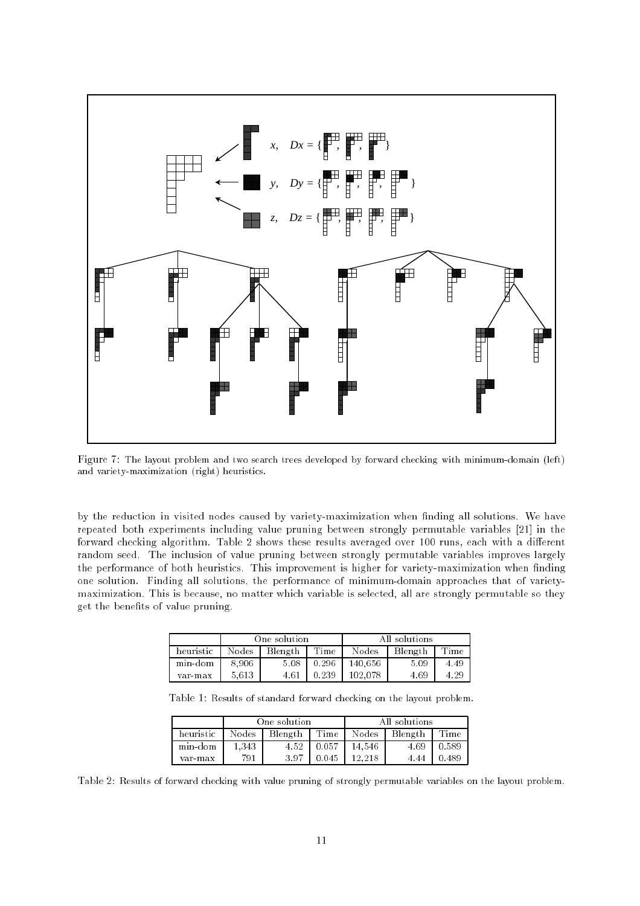Figure 7: The layout problem and two search trees developed by forward checking with minimum-domain (left) and variety-maximization (right) heuristics.

by the reduction in visited nodes caused by variety-maximization when finding all solutions. We have repeated both experiments including value pruning between strongly permutable variables [21] in the forward checking algorithm. Table 2 shows these results averaged over 100 runs, each with a different random seed. The inclusion of value pruning between strongly permutable variables improves largely the performance of both heuristics. This improvement is higher for variety-maximization when finding one solution. Finding all solutions, the performance of minimum-domain approaches that of variety-maximization. This is because, no matter which variable is selected, all are strongly permutable so they get the benefits of value pruning.

| | One solution | | | All solutions | | |
|---|---|---|---|---|---|---|
| heuristic | Nodes | Blength | Time | Nodes | Blength | Time |
| min-dom | 8,906 | 5.08 | 0.296 | 140,656 | 5.09 | 4.49 |
| var-max | 5,613 | 4.61 | 0.239 | 102,078 | 4.69 | 4.29 |

Table 1: Results of standard forward checking on the layout problem.

| | One solution | | | All solutions | | |
|---|---|---|---|---|---|---|
| heuristic | Nodes | Blength | Time | Nodes | Blength | Time |
| min-dom | 1,343 | 4.52 | 0.057 | 14,546 | 4.69 | 0.589 |
| var-max | 791 | 3.97 | 0.045 | 12,218 | 4.44 | 0.489 |

Table 2: Results of forward checking with value pruning of strongly permutable variables on the layout problem.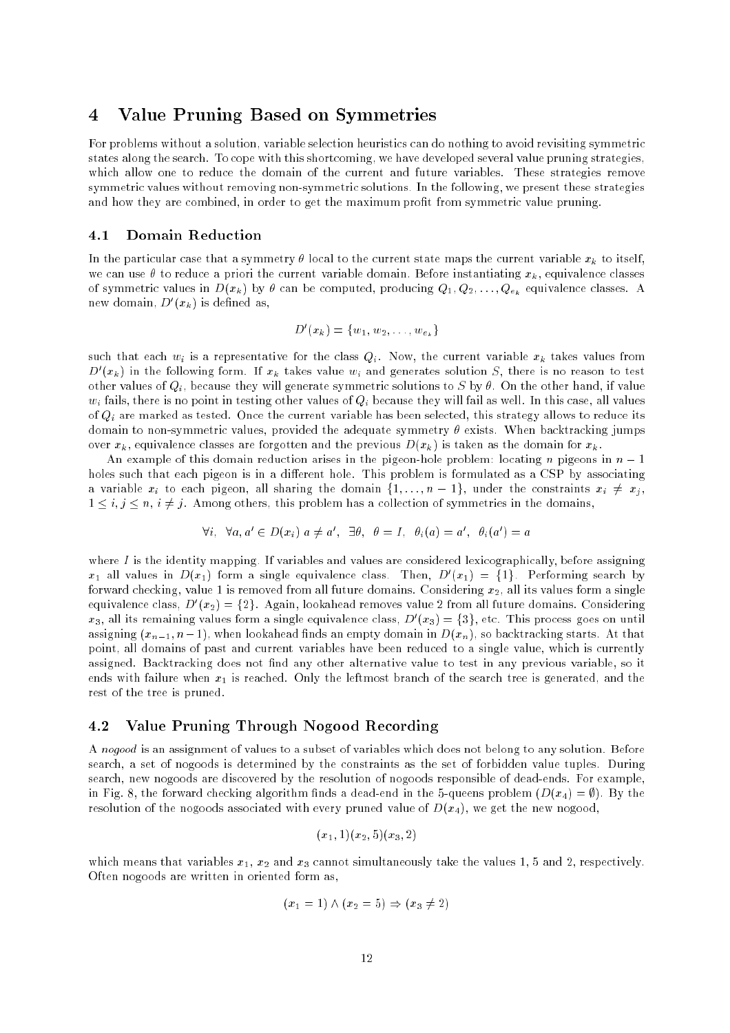## 4 Value Pruning Based on Symmetries

For problems without a solution, variable selection heuristics can do nothing to avoid revisiting symmetric states along the search. To cope with this shortcoming, we have developed several value pruning strategies, which allow one to reduce the domain of the current and future variables. These strategies remove symmetric values without removing non-symmetric solutions. In the following, we present these strategies and how they are combined, in order to get the maximum profit from symmetric value pruning.

### 4.1 Domain Reduction

In the particular case that a symmetry $\theta$ local to the current state maps the current variable $x_k$ to itself, we can use $\theta$ to reduce a priori the current variable domain. Before instantiating $x_k$, equivalence classes of symmetric values in $D(x_k)$ by $\theta$ can be computed, producing $Q_1, Q_2, \ldots, Q_{e_k}$ equivalence classes. A new domain, $D'(x_k)$ is defined as,

$$D'(x_k) = \{w_1, w_2, \ldots, w_{e_k}\}$$

such that each $w_i$ is a representative for the class $Q_i$. Now, the current variable $x_k$ takes values from $D'(x_k)$ in the following form. If $x_k$ takes value $w_i$ and generates solution $S$, there is no reason to test other values of $Q_i$, because they will generate symmetric solutions to $S$ by $\theta$. On the other hand, if value $w_i$ fails, there is no point in testing other values of $Q_i$ because they will fail as well. In this case, all values of $Q_i$ are marked as tested. Once the current variable has been selected, this strategy allows to reduce its domain to non-symmetric values, provided the adequate symmetry $\theta$ exists. When backtracking jumps over $x_k$, equivalence classes are forgotten and the previous $D(x_k)$ is taken as the domain for $x_k$.

An example of this domain reduction arises in the pigeon-hole problem: locating $n$ pigeons in $n-1$ holes such that each pigeon is in a different hole. This problem is formulated as a CSP by associating a variable $x_i$ to each pigeon, all sharing the domain $\{1, \ldots, n-1\}$, under the constraints $x_i \neq x_j$, $1 \leq i, j \leq n$, $i \neq j$. Among others, this problem has a collection of symmetries in the domains,

$$\forall i, \;\; \forall a, a' \in D(x_i) \; a \neq a', \;\; \exists \theta, \;\; \theta = I, \;\; \theta_i(a) = a', \;\; \theta_i(a') = a$$

where $I$ is the identity mapping. If variables and values are considered lexicographically, before assigning $x_1$ all values in $D(x_1)$ form a single equivalence class. Then, $D'(x_1) = \{1\}$. Performing search by forward checking, value 1 is removed from all future domains. Considering $x_2$, all its values form a single equivalence class, $D'(x_2) = \{2\}$. Again, lookahead removes value 2 from all future domains. Considering $x_3$, all its remaining values form a single equivalence class, $D'(x_3) = \{3\}$, etc. This process goes on until assigning $(x_{n-1}, n-1)$, when lookahead finds an empty domain in $D(x_n)$, so backtracking starts. At that point, all domains of past and current variables have been reduced to a single value, which is currently assigned. Backtracking does not find any other alternative value to test in any previous variable, so it ends with failure when $x_1$ is reached. Only the leftmost branch of the search tree is generated, and the rest of the tree is pruned.

### 4.2 Value Pruning Through Nogood Recording

A *nogood* is an assignment of values to a subset of variables which does not belong to any solution. Before search, a set of nogoods is determined by the constraints as the set of forbidden value tuples. During search, new nogoods are discovered by the resolution of nogoods responsible of dead-ends. For example, in Fig. 8, the forward checking algorithm finds a dead-end in the 5-queens problem ($D(x_4) = \emptyset$). By the resolution of the nogoods associated with every pruned value of $D(x_4)$, we get the new nogood,

$$(x_1, 1)(x_2, 5)(x_3, 2)$$

which means that variables $x_1$, $x_2$ and $x_3$ cannot simultaneously take the values 1, 5 and 2, respectively. Often nogoods are written in oriented form as,

$$(x_1 = 1) \wedge (x_2 = 5) \Rightarrow (x_3 \neq 2)$$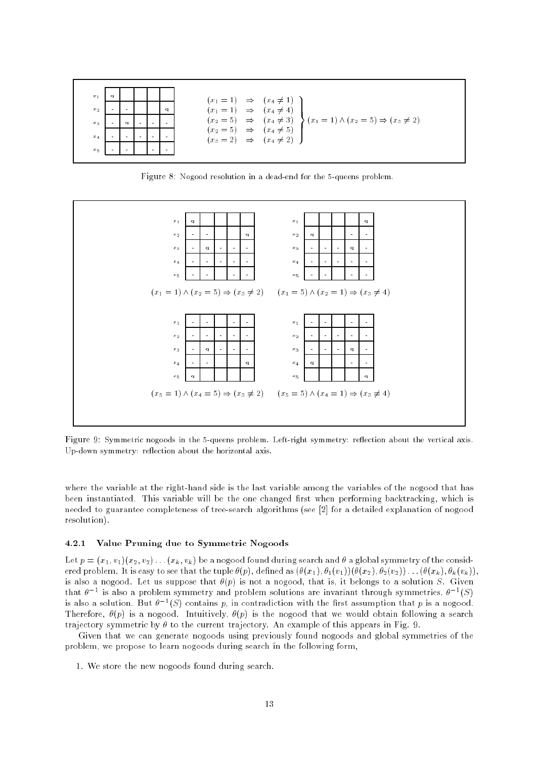$$
\left.
\begin{array}{lcl}
(x_1 = 1) & \Rightarrow & (x_4 \neq 1) \\
(x_1 = 1) & \Rightarrow & (x_4 \neq 4) \\
(x_2 = 5) & \Rightarrow & (x_4 \neq 3) \\
(x_2 = 5) & \Rightarrow & (x_4 \neq 5) \\
(x_3 = 2) & \Rightarrow & (x_4 \neq 2)
\end{array}
\right\} (x_1 = 1) \wedge (x_2 = 5) \Rightarrow (x_3 \neq 2)
$$

Figure 8: Nogood resolution in a dead-end for the 5-queens problem.

$(x_1 = 1) \wedge (x_2 = 5) \Rightarrow (x_3 \neq 2)$ $\quad$ $(x_1 = 5) \wedge (x_2 = 1) \Rightarrow (x_3 \neq 4)$

$(x_5 = 1) \wedge (x_4 = 5) \Rightarrow (x_3 \neq 2)$ $\quad$ $(x_5 = 5) \wedge (x_4 = 1) \Rightarrow (x_3 \neq 4)$

Figure 9: Symmetric nogoods in the 5-queens problem. Left-right symmetry: reflection about the vertical axis. Up-down symmetry: reflection about the horizontal axis.

where the variable at the right-hand side is the last variable among the variables of the nogood that has been instantiated. This variable will be the one changed first when performing backtracking, which is needed to guarantee completeness of tree-search algorithms (see [2] for a detailed explanation of nogood resolution).

### 4.2.1 Value Pruning due to Symmetric Nogoods

Let $p = (x_1, v_1)(x_2, v_2) \ldots (x_k, v_k)$ be a nogood found during search and $\theta$ a global symmetry of the considered problem. It is easy to see that the tuple $\theta(p)$, defined as $(\theta(x_1), \theta_1(v_1))(\theta(x_2), \theta_2(v_2)) \ldots (\theta(x_k), \theta_k(v_k))$, is also a nogood. Let us suppose that $\theta(p)$ is not a nogood, that is, it belongs to a solution $S$. Given that $\theta^{-1}$ is also a problem symmetry and problem solutions are invariant through symmetries, $\theta^{-1}(S)$ is also a solution. But $\theta^{-1}(S)$ contains $p$, in contradiction with the first assumption that $p$ is a nogood. Therefore, $\theta(p)$ is a nogood. Intuitively, $\theta(p)$ is the nogood that we would obtain following a search trajectory symmetric by $\theta$ to the current trajectory. An example of this appears in Fig. 9.

Given that we can generate nogoods using previously found nogoods and global symmetries of the problem, we propose to learn nogoods during search in the following form,

1. We store the new nogoods found during search.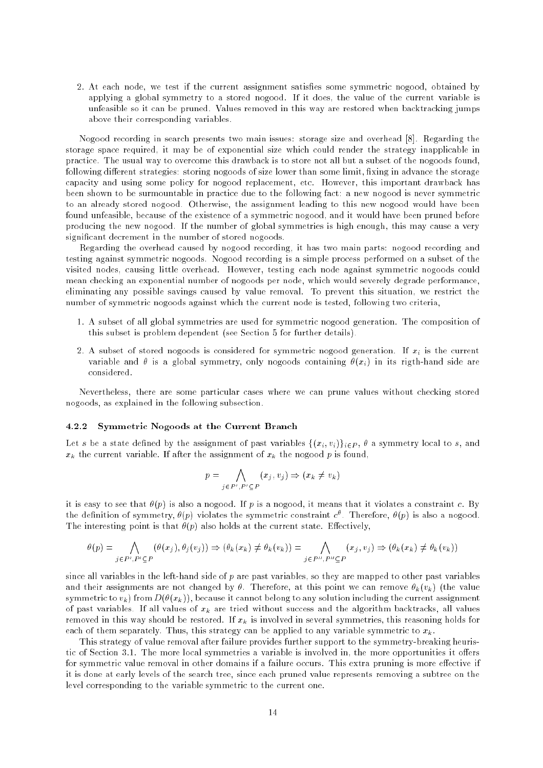2. At each node, we test if the current assignment satisfies some symmetric nogood, obtained by applying a global symmetry to a stored nogood. If it does, the value of the current variable is unfeasible so it can be pruned. Values removed in this way are restored when backtracking jumps above their corresponding variables.

Nogood recording in search presents two main issues: storage size and overhead [8]. Regarding the storage space required, it may be of exponential size which could render the strategy inapplicable in practice. The usual way to overcome this drawback is to store not all but a subset of the nogoods found, following different strategies: storing nogoods of size lower than some limit, fixing in advance the storage capacity and using some policy for nogood replacement, etc. However, this important drawback has been shown to be surmountable in practice due to the following fact: a new nogood is never symmetric to an already stored nogood. Otherwise, the assignment leading to this new nogood would have been found unfeasible, because of the existence of a symmetric nogood, and it would have been pruned before producing the new nogood. If the number of global symmetries is high enough, this may cause a very significant decrement in the number of stored nogoods.

Regarding the overhead caused by nogood recording, it has two main parts: nogood recording and testing against symmetric nogoods. Nogood recording is a simple process performed on a subset of the visited nodes, causing little overhead. However, testing each node against symmetric nogoods could mean checking an exponential number of nogoods per node, which would severely degrade performance, eliminating any possible savings caused by value removal. To prevent this situation, we restrict the number of symmetric nogoods against which the current node is tested, following two criteria,

1. A subset of all global symmetries are used for symmetric nogood generation. The composition of this subset is problem dependent (see Section 5 for further details).

2. A subset of stored nogoods is considered for symmetric nogood generation. If $x_i$ is the current variable and $\theta$ is a global symmetry, only nogoods containing $\theta(x_i)$ in its rigth-hand side are considered.

Nevertheless, there are some particular cases where we can prune values without checking stored nogoods, as explained in the following subsection.

#### 4.2.2 Symmetric Nogoods at the Current Branch

Let $s$ be a state defined by the assignment of past variables $\{(x_i, v_i)\}_{i \in P}$, $\theta$ a symmetry local to $s$, and $x_k$ the current variable. If after the assignment of $x_k$ the nogood $p$ is found,

$$p = \bigwedge_{j \in P', P' \subseteq P} (x_j, v_j) \Rightarrow (x_k \neq v_k)$$

it is easy to see that $\theta(p)$ is also a nogood. If $p$ is a nogood, it means that it violates a constraint $c$. By the definition of symmetry, $\theta(p)$ violates the symmetric constraint $c^\theta$. Therefore, $\theta(p)$ is also a nogood. The interesting point is that $\theta(p)$ also holds at the current state. Effectively,

$$\theta(p) = \bigwedge_{j \in P', P' \subseteq P} (\theta(x_j), \theta_j(v_j)) \Rightarrow (\theta_k(x_k) \neq \theta_k(v_k)) = \bigwedge_{j \in P'', P'' \subseteq P} (x_j, v_j) \Rightarrow (\theta_k(x_k) \neq \theta_k(v_k))$$

since all variables in the left-hand side of $p$ are past variables, so they are mapped to other past variables and their assignments are not changed by $\theta$. Therefore, at this point we can remove $\theta_k(v_k)$ (the value symmetric to $v_k$) from $D(\theta(x_k))$, because it cannot belong to any solution including the current assignment of past variables. If all values of $x_k$ are tried without success and the algorithm backtracks, all values removed in this way should be restored. If $x_k$ is involved in several symmetries, this reasoning holds for each of them separately. Thus, this strategy can be applied to any variable symmetric to $x_k$.

This strategy of value removal after failure provides further support to the symmetry-breaking heuristic of Section 3.1. The more local symmetries a variable is involved in, the more opportunities it offers for symmetric value removal in other domains if a failure occurs. This extra pruning is more effective if it is done at early levels of the search tree, since each pruned value represents removing a subtree on the level corresponding to the variable symmetric to the current one.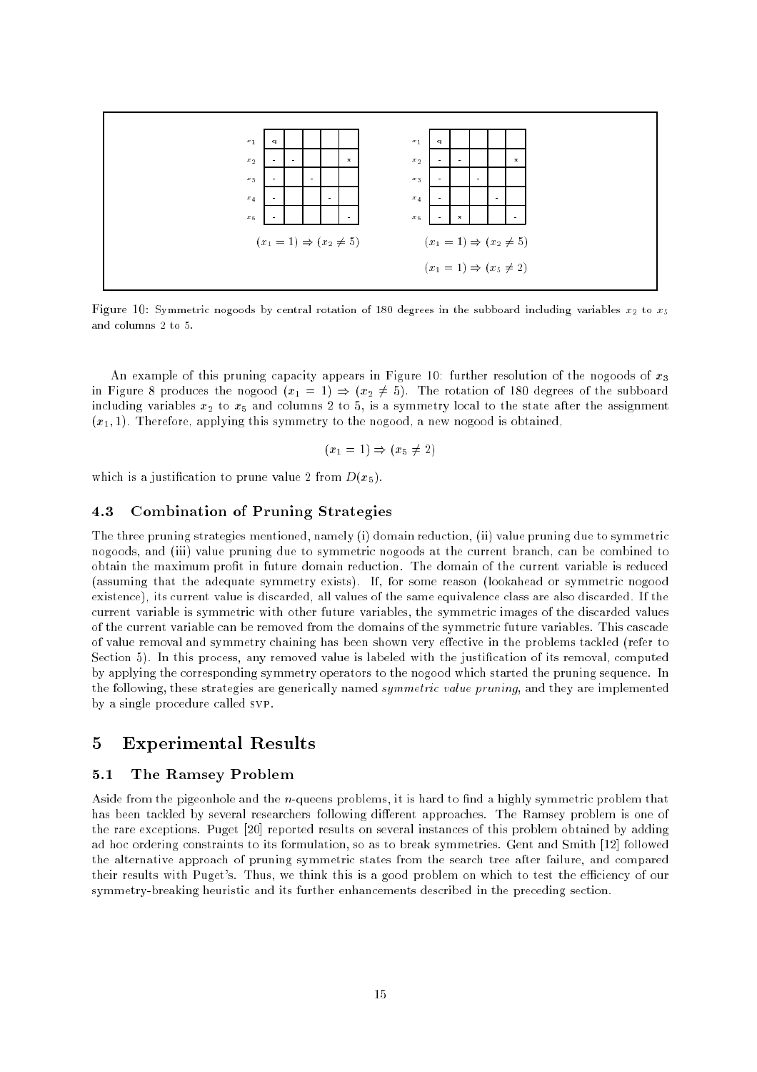$(x_1 = 1) \Rightarrow (x_2 \neq 5)$

$(x_1 = 1) \Rightarrow (x_2 \neq 5)$

$(x_1 = 1) \Rightarrow (x_5 \neq 2)$

Figure 10: Symmetric nogoods by central rotation of 180 degrees in the subboard including variables $x_2$ to $x_5$ and columns 2 to 5.

An example of this pruning capacity appears in Figure 10: further resolution of the nogoods of $x_3$ in Figure 8 produces the nogood $(x_1 = 1) \Rightarrow (x_2 \neq 5)$. The rotation of 180 degrees of the subboard including variables $x_2$ to $x_5$ and columns 2 to 5, is a symmetry local to the state after the assignment $(x_1, 1)$. Therefore, applying this symmetry to the nogood, a new nogood is obtained,

$$(x_1 = 1) \Rightarrow (x_5 \neq 2)$$

which is a justification to prune value 2 from $D(x_5)$.

### 4.3 Combination of Pruning Strategies

The three pruning strategies mentioned, namely (i) domain reduction, (ii) value pruning due to symmetric nogoods, and (iii) value pruning due to symmetric nogoods at the current branch, can be combined to obtain the maximum profit in future domain reduction. The domain of the current variable is reduced (assuming that the adequate symmetry exists). If, for some reason (lookahead or symmetric nogood existence), its current value is discarded, all values of the same equivalence class are also discarded. If the current variable is symmetric with other future variables, the symmetric images of the discarded values of the current variable can be removed from the domains of the symmetric future variables. This cascade of value removal and symmetry chaining has been shown very effective in the problems tackled (refer to Section 5). In this process, any removed value is labeled with the justification of its removal, computed by applying the corresponding symmetry operators to the nogood which started the pruning sequence. In the following, these strategies are generically named *symmetric value pruning*, and they are implemented by a single procedure called SVP.

## 5 Experimental Results

### 5.1 The Ramsey Problem

Aside from the pigeonhole and the $n$-queens problems, it is hard to find a highly symmetric problem that has been tackled by several researchers following different approaches. The Ramsey problem is one of the rare exceptions. Puget [20] reported results on several instances of this problem obtained by adding ad hoc ordering constraints to its formulation, so as to break symmetries. Gent and Smith [12] followed the alternative approach of pruning symmetric states from the search tree after failure, and compared their results with Puget's. Thus, we think this is a good problem on which to test the efficiency of our symmetry-breaking heuristic and its further enhancements described in the preceding section.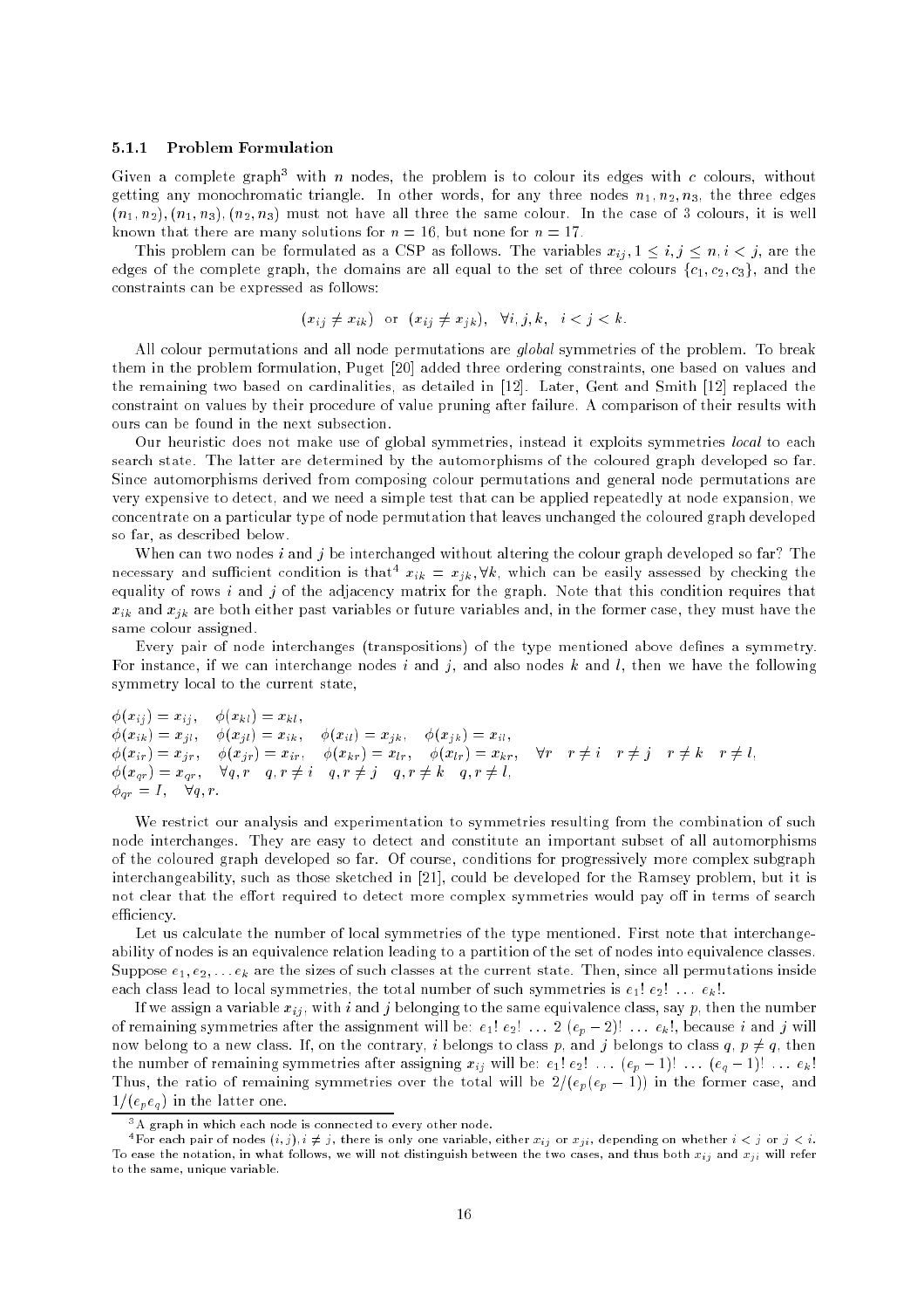### 5.1.1 Problem Formulation

Given a complete graph[3] with $n$ nodes, the problem is to colour its edges with $c$ colours, without getting any monochromatic triangle. In other words, for any three nodes $n_1, n_2, n_3$, the three edges $(n_1, n_2), (n_1, n_3), (n_2, n_3)$ must not have all three the same colour. In the case of 3 colours, it is well known that there are many solutions for $n = 16$, but none for $n = 17$.

This problem can be formulated as a CSP as follows. The variables $x_{ij}, 1 \leq i, j \leq n, i < j$, are the edges of the complete graph, the domains are all equal to the set of three colours $\{c_1, c_2, c_3\}$, and the constraints can be expressed as follows:

$$(x_{ij} \neq x_{ik}) \text{ or } (x_{ij} \neq x_{jk}), \quad \forall i, j, k, \quad i < j < k.$$

All colour permutations and all node permutations are *global* symmetries of the problem. To break them in the problem formulation, Puget [20] added three ordering constraints, one based on values and the remaining two based on cardinalities, as detailed in [12]. Later, Gent and Smith [12] replaced the constraint on values by their procedure of value pruning after failure. A comparison of their results with ours can be found in the next subsection.

Our heuristic does not make use of global symmetries, instead it exploits symmetries *local* to each search state. The latter are determined by the automorphisms of the coloured graph developed so far. Since automorphisms derived from composing colour permutations and general node permutations are very expensive to detect, and we need a simple test that can be applied repeatedly at node expansion, we concentrate on a particular type of node permutation that leaves unchanged the coloured graph developed so far, as described below.

When can two nodes $i$ and $j$ be interchanged without altering the colour graph developed so far? The necessary and sufficient condition is that[4] $x_{ik} = x_{jk}, \forall k$, which can be easily assessed by checking the equality of rows $i$ and $j$ of the adjacency matrix for the graph. Note that this condition requires that $x_{ik}$ and $x_{jk}$ are both either past variables or future variables and, in the former case, they must have the same colour assigned.

Every pair of node interchanges (transpositions) of the type mentioned above defines a symmetry. For instance, if we can interchange nodes $i$ and $j$, and also nodes $k$ and $l$, then we have the following symmetry local to the current state,

$$\begin{array}{l}
\phi(x_{ij}) = x_{ij}, \quad \phi(x_{kl}) = x_{kl}, \\
\phi(x_{ik}) = x_{jl}, \quad \phi(x_{jl}) = x_{ik}, \quad \phi(x_{il}) = x_{jk}, \quad \phi(x_{jk}) = x_{il}, \\
\phi(x_{ir}) = x_{jr}, \quad \phi(x_{jr}) = x_{ir}, \quad \phi(x_{kr}) = x_{lr}, \quad \phi(x_{lr}) = x_{kr}, \quad \forall r \quad r \neq i \quad r \neq j \quad r \neq k \quad r \neq l, \\
\phi(x_{qr}) = x_{qr}, \quad \forall q, r \quad q, r \neq i \quad q, r \neq j \quad q, r \neq k \quad q, r \neq l, \\
\phi_{qr} = I, \quad \forall q, r.
\end{array}$$

We restrict our analysis and experimentation to symmetries resulting from the combination of such node interchanges. They are easy to detect and constitute an important subset of all automorphisms of the coloured graph developed so far. Of course, conditions for progressively more complex subgraph interchangeability, such as those sketched in [21], could be developed for the Ramsey problem, but it is not clear that the effort required to detect more complex symmetries would pay off in terms of search efficiency.

Let us calculate the number of local symmetries of the type mentioned. First note that interchangeability of nodes is an equivalence relation leading to a partition of the set of nodes into equivalence classes. Suppose $e_1, e_2, \ldots e_k$ are the sizes of such classes at the current state. Then, since all permutations inside each class lead to local symmetries, the total number of such symmetries is $e_1!\, e_2!\, \ldots\, e_k!$.

If we assign a variable $x_{ij}$, with $i$ and $j$ belonging to the same equivalence class, say $p$, then the number of remaining symmetries after the assignment will be: $e_1!\, e_2!\, \ldots\, 2\, (e_p - 2)!\, \ldots\, e_k!$, because $i$ and $j$ will now belong to a new class. If, on the contrary, $i$ belongs to class $p$, and $j$ belongs to class $q$, $p \neq q$, then the number of remaining symmetries after assigning $x_{ij}$ will be: $e_1!\, e_2!\, \ldots\, (e_p - 1)!\, \ldots\, (e_q - 1)!\, \ldots\, e_k!$ Thus, the ratio of remaining symmetries over the total will be $2/(e_p(e_p - 1))$ in the former case, and $1/(e_p e_q)$ in the latter one.

[3] A graph in which each node is connected to every other node.

[4] For each pair of nodes $(i, j), i \neq j$, there is only one variable, either $x_{ij}$ or $x_{ji}$, depending on whether $i < j$ or $j < i$. To ease the notation, in what follows, we will not distinguish between the two cases, and thus both $x_{ij}$ and $x_{ji}$ will refer to the same, unique variable.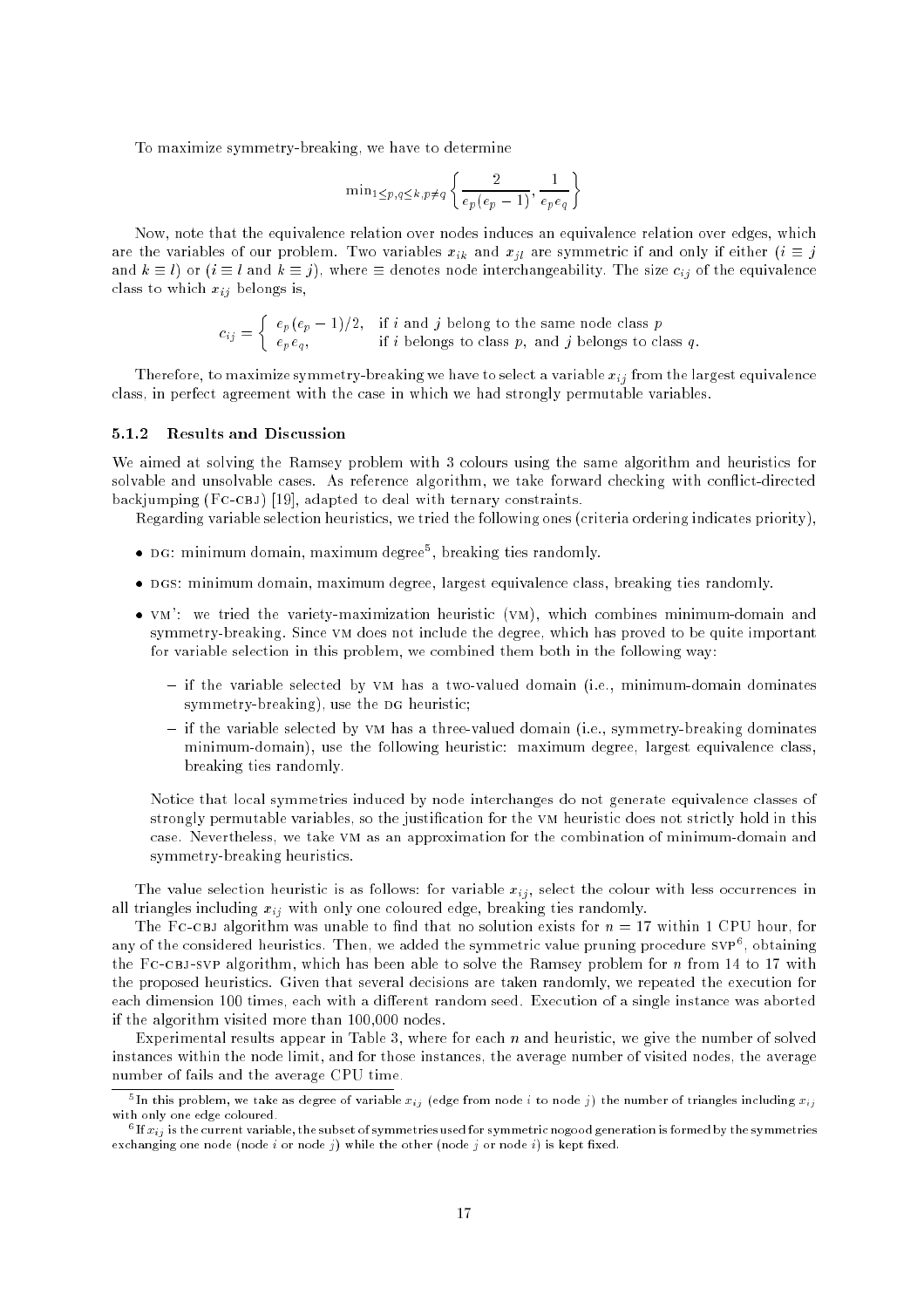To maximize symmetry-breaking, we have to determine

$$\min_{1 \leq p,q \leq k, p \neq q} \left\{ \frac{2}{e_p(e_p-1)}, \frac{1}{e_p e_q} \right\}$$

Now, note that the equivalence relation over nodes induces an equivalence relation over edges, which are the variables of our problem. Two variables $x_{ik}$ and $x_{jl}$ are symmetric if and only if either ($i \equiv j$ and $k \equiv l$) or ($i \equiv l$ and $k \equiv j$), where $\equiv$ denotes node interchangeability. The size $c_{ij}$ of the equivalence class to which $x_{ij}$ belongs is,

$$c_{ij} = \begin{cases} e_p(e_p-1)/2, & \text{if } i \text{ and } j \text{ belong to the same node class } p \\ e_p e_q, & \text{if } i \text{ belongs to class } p, \text{ and } j \text{ belongs to class } q. \end{cases}$$

Therefore, to maximize symmetry-breaking we have to select a variable $x_{ij}$ from the largest equivalence class, in perfect agreement with the case in which we had strongly permutable variables.

### 5.1.2 Results and Discussion

We aimed at solving the Ramsey problem with 3 colours using the same algorithm and heuristics for solvable and unsolvable cases. As reference algorithm, we take forward checking with conflict-directed backjumping (FC-CBJ) [19], adapted to deal with ternary constraints.

Regarding variable selection heuristics, we tried the following ones (criteria ordering indicates priority),

- DG: minimum domain, maximum degree[5], breaking ties randomly.
- DGS: minimum domain, maximum degree, largest equivalence class, breaking ties randomly.
- VM': we tried the variety-maximization heuristic (VM), which combines minimum-domain and symmetry-breaking. Since VM does not include the degree, which has proved to be quite important for variable selection in this problem, we combined them both in the following way:
  - if the variable selected by VM has a two-valued domain (i.e., minimum-domain dominates symmetry-breaking), use the DG heuristic;
  - if the variable selected by VM has a three-valued domain (i.e., symmetry-breaking dominates minimum-domain), use the following heuristic: maximum degree, largest equivalence class, breaking ties randomly.

  Notice that local symmetries induced by node interchanges do not generate equivalence classes of strongly permutable variables, so the justification for the VM heuristic does not strictly hold in this case. Nevertheless, we take VM as an approximation for the combination of minimum-domain and symmetry-breaking heuristics.

The value selection heuristic is as follows: for variable $x_{ij}$, select the colour with less occurrences in all triangles including $x_{ij}$ with only one coloured edge, breaking ties randomly.

The FC-CBJ algorithm was unable to find that no solution exists for $n = 17$ within 1 CPU hour, for any of the considered heuristics. Then, we added the symmetric value pruning procedure SVP[6], obtaining the FC-CBJ-SVP algorithm, which has been able to solve the Ramsey problem for $n$ from 14 to 17 with the proposed heuristics. Given that several decisions are taken randomly, we repeated the execution for each dimension 100 times, each with a different random seed. Execution of a single instance was aborted if the algorithm visited more than 100,000 nodes.

Experimental results appear in Table 3, where for each $n$ and heuristic, we give the number of solved instances within the node limit, and for those instances, the average number of visited nodes, the average number of fails and the average CPU time.

[5] In this problem, we take as degree of variable $x_{ij}$ (edge from node $i$ to node $j$) the number of triangles including $x_{ij}$ with only one edge coloured.

[6] If $x_{ij}$ is the current variable, the subset of symmetries used for symmetric nogood generation is formed by the symmetries exchanging one node (node $i$ or node $j$) while the other (node $j$ or node $i$) is kept fixed.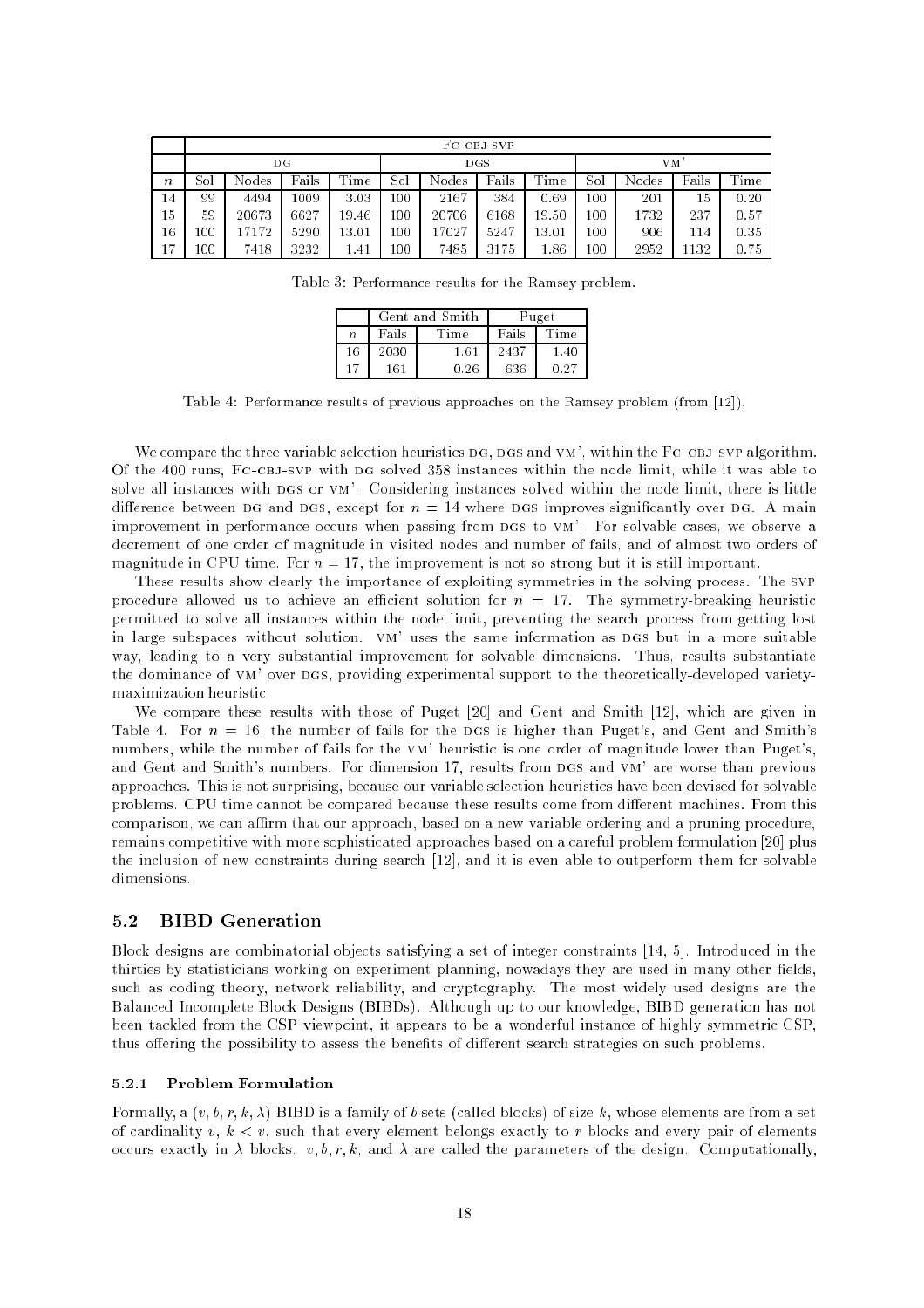| | Fc-cbj-svp | | | | | | | | | | | |
|---|---|---|---|---|---|---|---|---|---|---|---|---|
| | dg | | | | dgs | | | | vm' | | | |
| $n$ | Sol | Nodes | Fails | Time | Sol | Nodes | Fails | Time | Sol | Nodes | Fails | Time |
| 14 | 99 | 4494 | 1009 | 3.03 | 100 | 2167 | 384 | 0.69 | 100 | 201 | 15 | 0.20 |
| 15 | 59 | 20673 | 6627 | 19.46 | 100 | 20706 | 6168 | 19.50 | 100 | 1732 | 237 | 0.57 |
| 16 | 100 | 17172 | 5290 | 13.01 | 100 | 17027 | 5247 | 13.01 | 100 | 906 | 114 | 0.35 |
| 17 | 100 | 7418 | 3232 | 1.41 | 100 | 7485 | 3175 | 1.86 | 100 | 2952 | 1132 | 0.75 |

Table 3: Performance results for the Ramsey problem.

| | Gent and Smith | | Puget | |
|---|---|---|---|---|
| $n$ | Fails | Time | Fails | Time |
| 16 | 2030 | 1.61 | 2437 | 1.40 |
| 17 | 161 | 0.26 | 636 | 0.27 |

Table 4: Performance results of previous approaches on the Ramsey problem (from [12]).

We compare the three variable selection heuristics dg, dgs and vm', within the Fc-cbj-svp algorithm. Of the 400 runs, Fc-cbj-svp with dg solved 358 instances within the node limit, while it was able to solve all instances with dgs or vm'. Considering instances solved within the node limit, there is little difference between dg and dgs, except for $n = 14$ where dgs improves significantly over dg. A main improvement in performance occurs when passing from dgs to vm'. For solvable cases, we observe a decrement of one order of magnitude in visited nodes and number of fails, and of almost two orders of magnitude in CPU time. For $n = 17$, the improvement is not so strong but it is still important.

These results show clearly the importance of exploiting symmetries in the solving process. The svp procedure allowed us to achieve an efficient solution for $n = 17$. The symmetry-breaking heuristic permitted to solve all instances within the node limit, preventing the search process from getting lost in large subspaces without solution. vm' uses the same information as dgs but in a more suitable way, leading to a very substantial improvement for solvable dimensions. Thus, results substantiate the dominance of vm' over dgs, providing experimental support to the theoretically-developed variety-maximization heuristic.

We compare these results with those of Puget [20] and Gent and Smith [12], which are given in Table 4. For $n = 16$, the number of fails for the dgs is higher than Puget's, and Gent and Smith's numbers, while the number of fails for the vm' heuristic is one order of magnitude lower than Puget's, and Gent and Smith's numbers. For dimension 17, results from dgs and vm' are worse than previous approaches. This is not surprising, because our variable selection heuristics have been devised for solvable problems. CPU time cannot be compared because these results come from different machines. From this comparison, we can affirm that our approach, based on a new variable ordering and a pruning procedure, remains competitive with more sophisticated approaches based on a careful problem formulation [20] plus the inclusion of new constraints during search [12], and it is even able to outperform them for solvable dimensions.

## 5.2 BIBD Generation

Block designs are combinatorial objects satisfying a set of integer constraints [14, 5]. Introduced in the thirties by statisticians working on experiment planning, nowadays they are used in many other fields, such as coding theory, network reliability, and cryptography. The most widely used designs are the Balanced Incomplete Block Designs (BIBDs). Although up to our knowledge, BIBD generation has not been tackled from the CSP viewpoint, it appears to be a wonderful instance of highly symmetric CSP, thus offering the possibility to assess the benefits of different search strategies on such problems.

### 5.2.1 Problem Formulation

Formally, a $(v, b, r, k, \lambda)$-BIBD is a family of $b$ sets (called blocks) of size $k$, whose elements are from a set of cardinality $v$, $k < v$, such that every element belongs exactly to $r$ blocks and every pair of elements occurs exactly in $\lambda$ blocks. $v, b, r, k$, and $\lambda$ are called the parameters of the design. Computationally,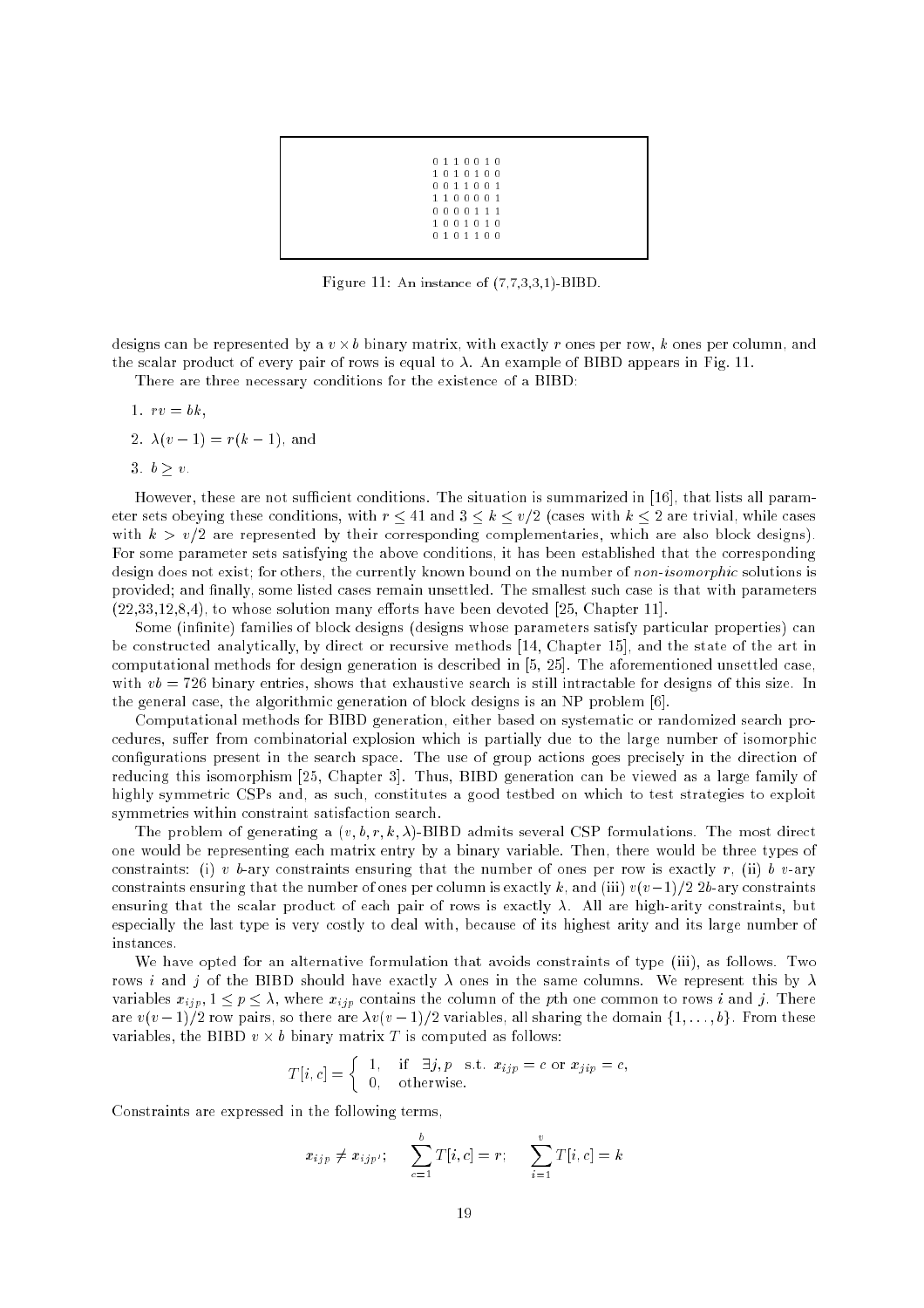```
0 1 1 0 0 1 0
1 0 1 0 1 0 0
0 0 1 1 0 0 1
1 1 0 0 0 0 1
0 0 0 0 1 1 1
1 0 0 1 0 1 0
0 1 0 1 1 0 0
```

Figure 11: An instance of (7,7,3,3,1)-BIBD.

designs can be represented by a $v \times b$ binary matrix, with exactly $r$ ones per row, $k$ ones per column, and the scalar product of every pair of rows is equal to $\lambda$. An example of BIBD appears in Fig. 11.

There are three necessary conditions for the existence of a BIBD:

1. $rv = bk$,
2. $\lambda(v-1) = r(k-1)$, and
3. $b \geq v$.

However, these are not sufficient conditions. The situation is summarized in [16], that lists all parameter sets obeying these conditions, with $r \leq 41$ and $3 \leq k \leq v/2$ (cases with $k \leq 2$ are trivial, while cases with $k > v/2$ are represented by their corresponding complementaries, which are also block designs). For some parameter sets satisfying the above conditions, it has been established that the corresponding design does not exist; for others, the currently known bound on the number of *non-isomorphic* solutions is provided; and finally, some listed cases remain unsettled. The smallest such case is that with parameters (22,33,12,8,4), to whose solution many efforts have been devoted [25, Chapter 11].

Some (infinite) families of block designs (designs whose parameters satisfy particular properties) can be constructed analytically, by direct or recursive methods [14, Chapter 15], and the state of the art in computational methods for design generation is described in [5, 25]. The aforementioned unsettled case, with $vb = 726$ binary entries, shows that exhaustive search is still intractable for designs of this size. In the general case, the algorithmic generation of block designs is an NP problem [6].

Computational methods for BIBD generation, either based on systematic or randomized search procedures, suffer from combinatorial explosion which is partially due to the large number of isomorphic configurations present in the search space. The use of group actions goes precisely in the direction of reducing this isomorphism [25, Chapter 3]. Thus, BIBD generation can be viewed as a large family of highly symmetric CSPs and, as such, constitutes a good testbed on which to test strategies to exploit symmetries within constraint satisfaction search.

The problem of generating a $(v, b, r, k, \lambda)$-BIBD admits several CSP formulations. The most direct one would be representing each matrix entry by a binary variable. Then, there would be three types of constraints: (i) $v$ $b$-ary constraints ensuring that the number of ones per row is exactly $r$, (ii) $b$ $v$-ary constraints ensuring that the number of ones per column is exactly $k$, and (iii) $v(v-1)/2$ $2b$-ary constraints ensuring that the scalar product of each pair of rows is exactly $\lambda$. All are high-arity constraints, but especially the last type is very costly to deal with, because of its highest arity and its large number of instances.

We have opted for an alternative formulation that avoids constraints of type (iii), as follows. Two rows $i$ and $j$ of the BIBD should have exactly $\lambda$ ones in the same columns. We represent this by $\lambda$ variables $x_{ijp}$, $1 \leq p \leq \lambda$, where $x_{ijp}$ contains the column of the $p$th one common to rows $i$ and $j$. There are $v(v-1)/2$ row pairs, so there are $\lambda v(v-1)/2$ variables, all sharing the domain $\{1, \ldots, b\}$. From these variables, the BIBD $v \times b$ binary matrix $T$ is computed as follows:

$$T[i, c] = \begin{cases} 1, & \text{if } \exists j, p \text{ s.t. } x_{ijp} = c \text{ or } x_{jip} = c, \\ 0, & \text{otherwise.} \end{cases}$$

Constraints are expressed in the following terms,

$$x_{ijp} \neq x_{ijp'}; \qquad \sum_{c=1}^{b} T[i, c] = r; \qquad \sum_{i=1}^{v} T[i, c] = k$$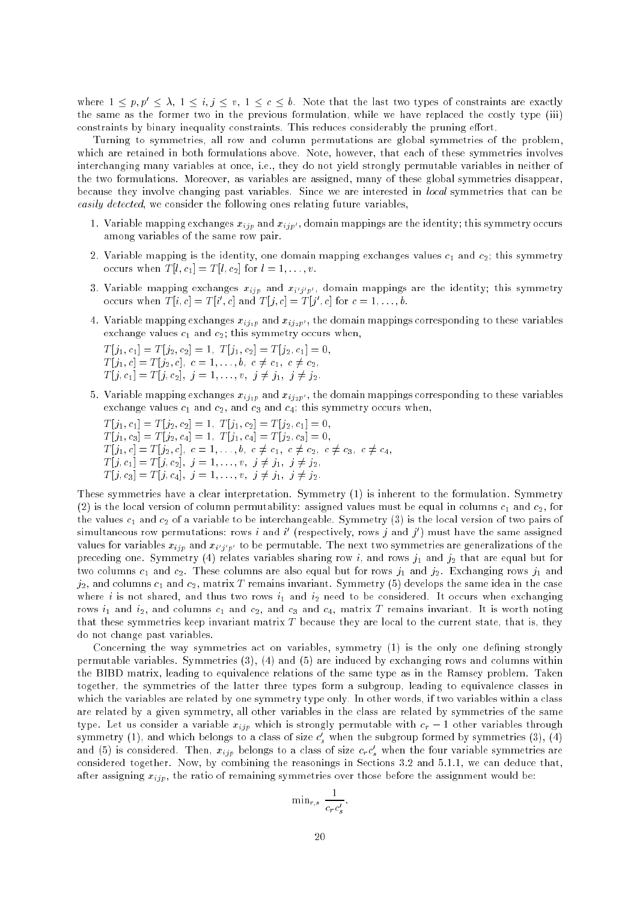where $1 \leq p, p' \leq \lambda$, $1 \leq i, j \leq v$, $1 \leq c \leq b$. Note that the last two types of constraints are exactly the same as the former two in the previous formulation, while we have replaced the costly type (iii) constraints by binary inequality constraints. This reduces considerably the pruning effort.

Turning to symmetries, all row and column permutations are global symmetries of the problem, which are retained in both formulations above. Note, however, that each of these symmetries involves interchanging many variables at once, i.e., they do not yield strongly permutable variables in neither of the two formulations. Moreover, as variables are assigned, many of these global symmetries disappear, because they involve changing past variables. Since we are interested in *local* symmetries that can be *easily detected*, we consider the following ones relating future variables,

1. Variable mapping exchanges $x_{ijp}$ and $x_{ijp'}$, domain mappings are the identity; this symmetry occurs among variables of the same row pair.
2. Variable mapping is the identity, one domain mapping exchanges values $c_1$ and $c_2$; this symmetry occurs when $T[l, c_1] = T[l, c_2]$ for $l = 1, \ldots, v$.
3. Variable mapping exchanges $x_{ijp}$ and $x_{i'j'p'}$, domain mappings are the identity; this symmetry occurs when $T[i, c] = T[i', c]$ and $T[j, c] = T[j', c]$ for $c = 1, \ldots, b$.
4. Variable mapping exchanges $x_{ij_1p}$ and $x_{ij_2p'}$, the domain mappings corresponding to these variables exchange values $c_1$ and $c_2$; this symmetry occurs when,

   $T[j_1, c_1] = T[j_2, c_2] = 1$, $T[j_1, c_2] = T[j_2, c_1] = 0$,
   $T[j_1, c] = T[j_2, c]$, $c = 1, \ldots, b$, $c \neq c_1$, $c \neq c_2$,
   $T[j, c_1] = T[j, c_2]$, $j = 1, \ldots, v$, $j \neq j_1$, $j \neq j_2$.

5. Variable mapping exchanges $x_{i_1j_1p}$ and $x_{i_2j_2p'}$, the domain mappings corresponding to these variables exchange values $c_1$ and $c_2$, and $c_3$ and $c_4$; this symmetry occurs when,

   $T[j_1, c_1] = T[j_2, c_2] = 1$, $T[j_1, c_2] = T[j_2, c_1] = 0$,
   $T[j_1, c_3] = T[j_2, c_4] = 1$, $T[j_1, c_4] = T[j_2, c_3] = 0$,
   $T[j_1, c] = T[j_2, c]$, $c = 1, \ldots, b$, $c \neq c_1$, $c \neq c_2$, $c \neq c_3$, $c \neq c_4$,
   $T[j, c_1] = T[j, c_2]$, $j = 1, \ldots, v$, $j \neq j_1$, $j \neq j_2$,
   $T[j, c_3] = T[j, c_4]$, $j = 1, \ldots, v$, $j \neq j_1$, $j \neq j_2$.

These symmetries have a clear interpretation. Symmetry (1) is inherent to the formulation. Symmetry (2) is the local version of column permutability: assigned values must be equal in columns $c_1$ and $c_2$, for the values $c_1$ and $c_2$ of a variable to be interchangeable. Symmetry (3) is the local version of two pairs of simultaneous row permutations: rows $i$ and $i'$ (respectively, rows $j$ and $j'$) must have the same assigned values for variables $x_{ijp}$ and $x_{i'j'p'}$ to be permutable. The next two symmetries are generalizations of the preceding one. Symmetry (4) relates variables sharing row $i$, and rows $j_1$ and $j_2$ that are equal but for two columns $c_1$ and $c_2$. These columns are also equal but for rows $j_1$ and $j_2$. Exchanging rows $j_1$ and $j_2$, and columns $c_1$ and $c_2$, matrix $T$ remains invariant. Symmetry (5) develops the same idea in the case where $i$ is not shared, and thus two rows $i_1$ and $i_2$ need to be considered. It occurs when exchanging rows $i_1$ and $i_2$, and columns $c_1$ and $c_2$, and $c_3$ and $c_4$, matrix $T$ remains invariant. It is worth noting that these symmetries keep invariant matrix $T$ because they are local to the current state, that is, they do not change past variables.

Concerning the way symmetries act on variables, symmetry (1) is the only one defining strongly permutable variables. Symmetries (3), (4) and (5) are induced by exchanging rows and columns within the BIBD matrix, leading to equivalence relations of the same type as in the Ramsey problem. Taken together, the symmetries of the latter three types form a subgroup, leading to equivalence classes in which the variables are related by one symmetry type only. In other words, if two variables within a class are related by a given symmetry, all other variables in the class are related by symmetries of the same type. Let us consider a variable $x_{ijp}$ which is strongly permutable with $c_r - 1$ other variables through symmetry (1), and which belongs to a class of size $c'_s$ when the subgroup formed by symmetries (3), (4) and (5) is considered. Then, $x_{ijp}$ belongs to a class of size $c_r c'_s$ when the four variable symmetries are considered together. Now, by combining the reasonings in Sections 3.2 and 5.1.1, we can deduce that, after assigning $x_{ijp}$, the ratio of remaining symmetries over those before the assignment would be:

$$\min_{r,s} \frac{1}{c_r c'_s}.$$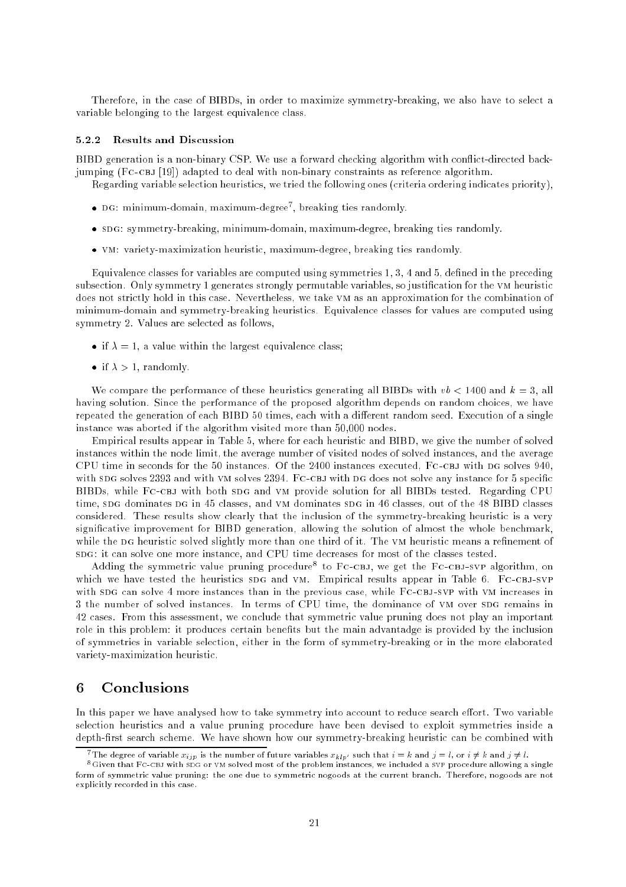Therefore, in the case of BIBDs, in order to maximize symmetry-breaking, we also have to select a variable belonging to the largest equivalence class.

### 5.2.2 Results and Discussion

BIBD generation is a non-binary CSP. We use a forward checking algorithm with conflict-directed backjumping (FC-CBJ [19]) adapted to deal with non-binary constraints as reference algorithm.

Regarding variable selection heuristics, we tried the following ones (criteria ordering indicates priority),

- DG: minimum-domain, maximum-degree[7], breaking ties randomly.
- SDG: symmetry-breaking, minimum-domain, maximum-degree, breaking ties randomly.
- VM: variety-maximization heuristic, maximum-degree, breaking ties randomly.

Equivalence classes for variables are computed using symmetries 1, 3, 4 and 5, defined in the preceding subsection. Only symmetry 1 generates strongly permutable variables, so justification for the VM heuristic does not strictly hold in this case. Nevertheless, we take VM as an approximation for the combination of minimum-domain and symmetry-breaking heuristics. Equivalence classes for values are computed using symmetry 2. Values are selected as follows,

- if $\lambda = 1$, a value within the largest equivalence class;
- if $\lambda > 1$, randomly.

We compare the performance of these heuristics generating all BIBDs with $vb < 1400$ and $k = 3$, all having solution. Since the performance of the proposed algorithm depends on random choices, we have repeated the generation of each BIBD 50 times, each with a different random seed. Execution of a single instance was aborted if the algorithm visited more than 50,000 nodes.

Empirical results appear in Table 5, where for each heuristic and BIBD, we give the number of solved instances within the node limit, the average number of visited nodes of solved instances, and the average CPU time in seconds for the 50 instances. Of the 2400 instances executed, FC-CBJ with DG solves 940, with SDG solves 2393 and with VM solves 2394. FC-CBJ with DG does not solve any instance for 5 specific BIBDs, while FC-CBJ with both SDG and VM provide solution for all BIBDs tested. Regarding CPU time, SDG dominates DG in 45 classes, and VM dominates SDG in 46 classes, out of the 48 BIBD classes considered. These results show clearly that the inclusion of the symmetry-breaking heuristic is a very significative improvement for BIBD generation, allowing the solution of almost the whole benchmark, while the DG heuristic solved slightly more than one third of it. The VM heuristic means a refinement of SDG: it can solve one more instance, and CPU time decreases for most of the classes tested.

Adding the symmetric value pruning procedure[8] to FC-CBJ, we get the FC-CBJ-SVP algorithm, on which we have tested the heuristics SDG and VM. Empirical results appear in Table 6. FC-CBJ-SVP with SDG can solve 4 more instances than in the previous case, while FC-CBJ-SVP with VM increases in 3 the number of solved instances. In terms of CPU time, the dominance of VM over SDG remains in 42 cases. From this assessment, we conclude that symmetric value pruning does not play an important role in this problem: it produces certain benefits but the main advantadge is provided by the inclusion of symmetries in variable selection, either in the form of symmetry-breaking or in the more elaborated variety-maximization heuristic.

# 6 Conclusions

In this paper we have analysed how to take symmetry into account to reduce search effort. Two variable selection heuristics and a value pruning procedure have been devised to exploit symmetries inside a depth-first search scheme. We have shown how our symmetry-breaking heuristic can be combined with

[7] The degree of variable $x_{ijp}$ is the number of future variables $x_{klp'}$ such that $i = k$ and $j = l$, or $i \neq k$ and $j \neq l$.

[8] Given that FC-CBJ with SDG or VM solved most of the problem instances, we included a SVP procedure allowing a single form of symmetric value pruning: the one due to symmetric nogoods at the current branch. Therefore, nogoods are not explicitly recorded in this case.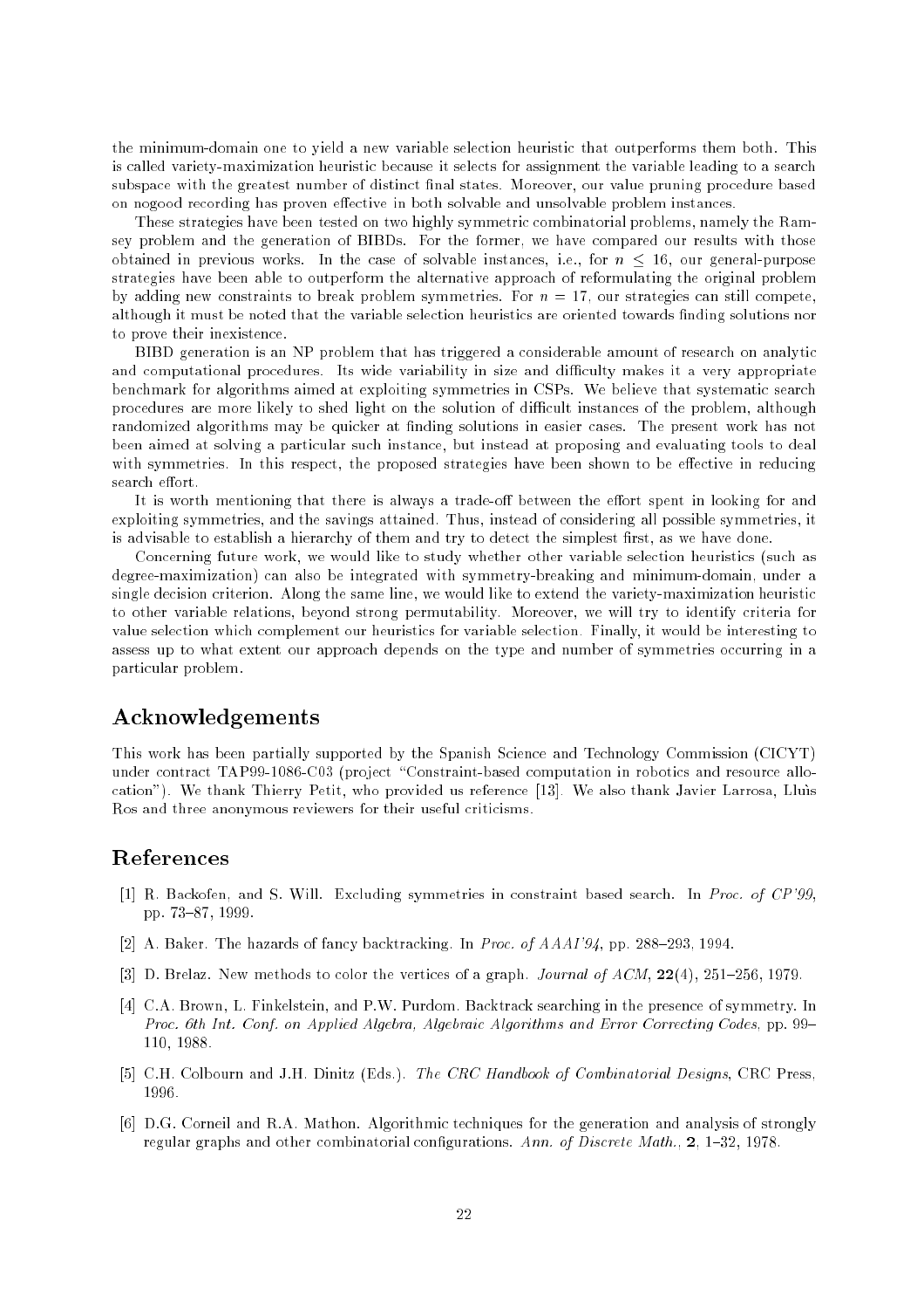the minimum-domain one to yield a new variable selection heuristic that outperforms them both. This is called variety-maximization heuristic because it selects for assignment the variable leading to a search subspace with the greatest number of distinct final states. Moreover, our value pruning procedure based on nogood recording has proven effective in both solvable and unsolvable problem instances.

These strategies have been tested on two highly symmetric combinatorial problems, namely the Ramsey problem and the generation of BIBDs. For the former, we have compared our results with those obtained in previous works. In the case of solvable instances, i.e., for $n \leq 16$, our general-purpose strategies have been able to outperform the alternative approach of reformulating the original problem by adding new constraints to break problem symmetries. For $n = 17$, our strategies can still compete, although it must be noted that the variable selection heuristics are oriented towards finding solutions nor to prove their inexistence.

BIBD generation is an NP problem that has triggered a considerable amount of research on analytic and computational procedures. Its wide variability in size and difficulty makes it a very appropriate benchmark for algorithms aimed at exploiting symmetries in CSPs. We believe that systematic search procedures are more likely to shed light on the solution of difficult instances of the problem, although randomized algorithms may be quicker at finding solutions in easier cases. The present work has not been aimed at solving a particular such instance, but instead at proposing and evaluating tools to deal with symmetries. In this respect, the proposed strategies have been shown to be effective in reducing search effort.

It is worth mentioning that there is always a trade-off between the effort spent in looking for and exploiting symmetries, and the savings attained. Thus, instead of considering all possible symmetries, it is advisable to establish a hierarchy of them and try to detect the simplest first, as we have done.

Concerning future work, we would like to study whether other variable selection heuristics (such as degree-maximization) can also be integrated with symmetry-breaking and minimum-domain, under a single decision criterion. Along the same line, we would like to extend the variety-maximization heuristic to other variable relations, beyond strong permutability. Moreover, we will try to identify criteria for value selection which complement our heuristics for variable selection. Finally, it would be interesting to assess up to what extent our approach depends on the type and number of symmetries occurring in a particular problem.

## Acknowledgements

This work has been partially supported by the Spanish Science and Technology Commission (CICYT) under contract TAP99-1086-C03 (project "Constraint-based computation in robotics and resource allocation"). We thank Thierry Petit, who provided us reference [13]. We also thank Javier Larrosa, Lluìs Ros and three anonymous reviewers for their useful criticisms.

## References

[1] R. Backofen, and S. Will. Excluding symmetries in constraint based search. In *Proc. of CP'99*, pp. 73–87, 1999.

[2] A. Baker. The hazards of fancy backtracking. In *Proc. of AAAI'94*, pp. 288–293, 1994.

[3] D. Brelaz. New methods to color the vertices of a graph. *Journal of ACM*, **22**(4), 251–256, 1979.

[4] C.A. Brown, L. Finkelstein, and P.W. Purdom. Backtrack searching in the presence of symmetry. In *Proc. 6th Int. Conf. on Applied Algebra, Algebraic Algorithms and Error Correcting Codes*, pp. 99–110, 1988.

[5] C.H. Colbourn and J.H. Dinitz (Eds.). *The CRC Handbook of Combinatorial Designs*, CRC Press, 1996.

[6] D.G. Corneil and R.A. Mathon. Algorithmic techniques for the generation and analysis of strongly regular graphs and other combinatorial configurations. *Ann. of Discrete Math.*, **2**, 1–32, 1978.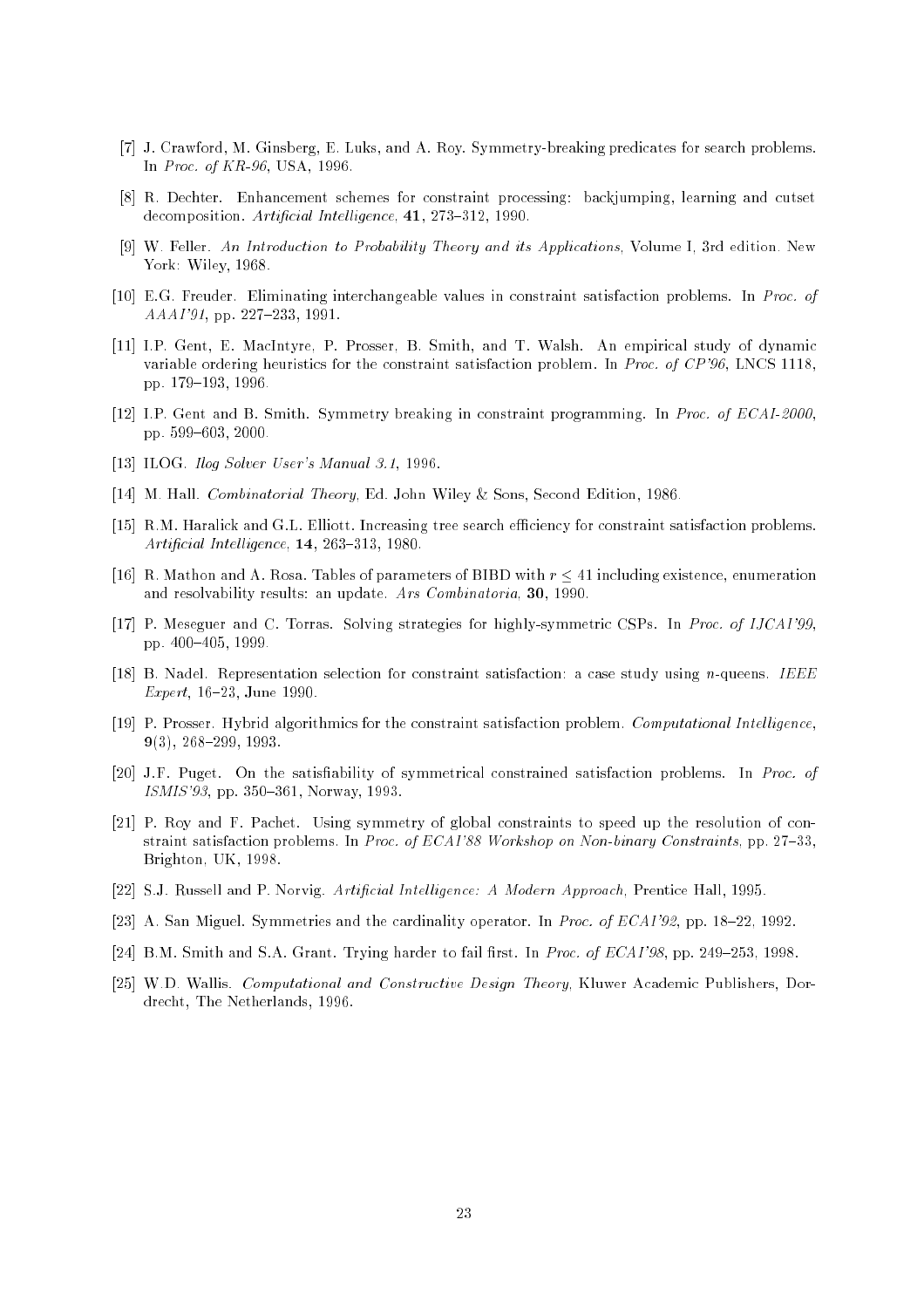[7] J. Crawford, M. Ginsberg, E. Luks, and A. Roy. Symmetry-breaking predicates for search problems. In *Proc. of KR-96*, USA, 1996.

[8] R. Dechter. Enhancement schemes for constraint processing: backjumping, learning and cutset decomposition. *Artificial Intelligence*, **41**, 273–312, 1990.

[9] W. Feller. *An Introduction to Probability Theory and its Applications*, Volume I, 3rd edition. New York: Wiley, 1968.

[10] E.G. Freuder. Eliminating interchangeable values in constraint satisfaction problems. In *Proc. of AAAI'91*, pp. 227–233, 1991.

[11] I.P. Gent, E. MacIntyre, P. Prosser, B. Smith, and T. Walsh. An empirical study of dynamic variable ordering heuristics for the constraint satisfaction problem. In *Proc. of CP'96*, LNCS 1118, pp. 179–193, 1996.

[12] I.P. Gent and B. Smith. Symmetry breaking in constraint programming. In *Proc. of ECAI-2000*, pp. 599–603, 2000.

[13] ILOG. *Ilog Solver User's Manual 3.1*, 1996.

[14] M. Hall. *Combinatorial Theory*, Ed. John Wiley & Sons, Second Edition, 1986.

[15] R.M. Haralick and G.L. Elliott. Increasing tree search efficiency for constraint satisfaction problems. *Artificial Intelligence*, **14**, 263–313, 1980.

[16] R. Mathon and A. Rosa. Tables of parameters of BIBD with $r \leq 41$ including existence, enumeration and resolvability results: an update. *Ars Combinatoria*, **30**, 1990.

[17] P. Meseguer and C. Torras. Solving strategies for highly-symmetric CSPs. In *Proc. of IJCAI'99*, pp. 400–405, 1999.

[18] B. Nadel. Representation selection for constraint satisfaction: a case study using $n$-queens. *IEEE Expert*, 16–23, June 1990.

[19] P. Prosser. Hybrid algorithmics for the constraint satisfaction problem. *Computational Intelligence*, **9**(3), 268–299, 1993.

[20] J.F. Puget. On the satisfiability of symmetrical constrained satisfaction problems. In *Proc. of ISMIS'93*, pp. 350–361, Norway, 1993.

[21] P. Roy and F. Pachet. Using symmetry of global constraints to speed up the resolution of constraint satisfaction problems. In *Proc. of ECAI'88 Workshop on Non-binary Constraints*, pp. 27–33, Brighton, UK, 1998.

[22] S.J. Russell and P. Norvig. *Artificial Intelligence: A Modern Approach*, Prentice Hall, 1995.

[23] A. San Miguel. Symmetries and the cardinality operator. In *Proc. of ECAI'92*, pp. 18–22, 1992.

[24] B.M. Smith and S.A. Grant. Trying harder to fail first. In *Proc. of ECAI'98*, pp. 249–253, 1998.

[25] W.D. Wallis. *Computational and Constructive Design Theory*, Kluwer Academic Publishers, Dordrecht, The Netherlands, 1996.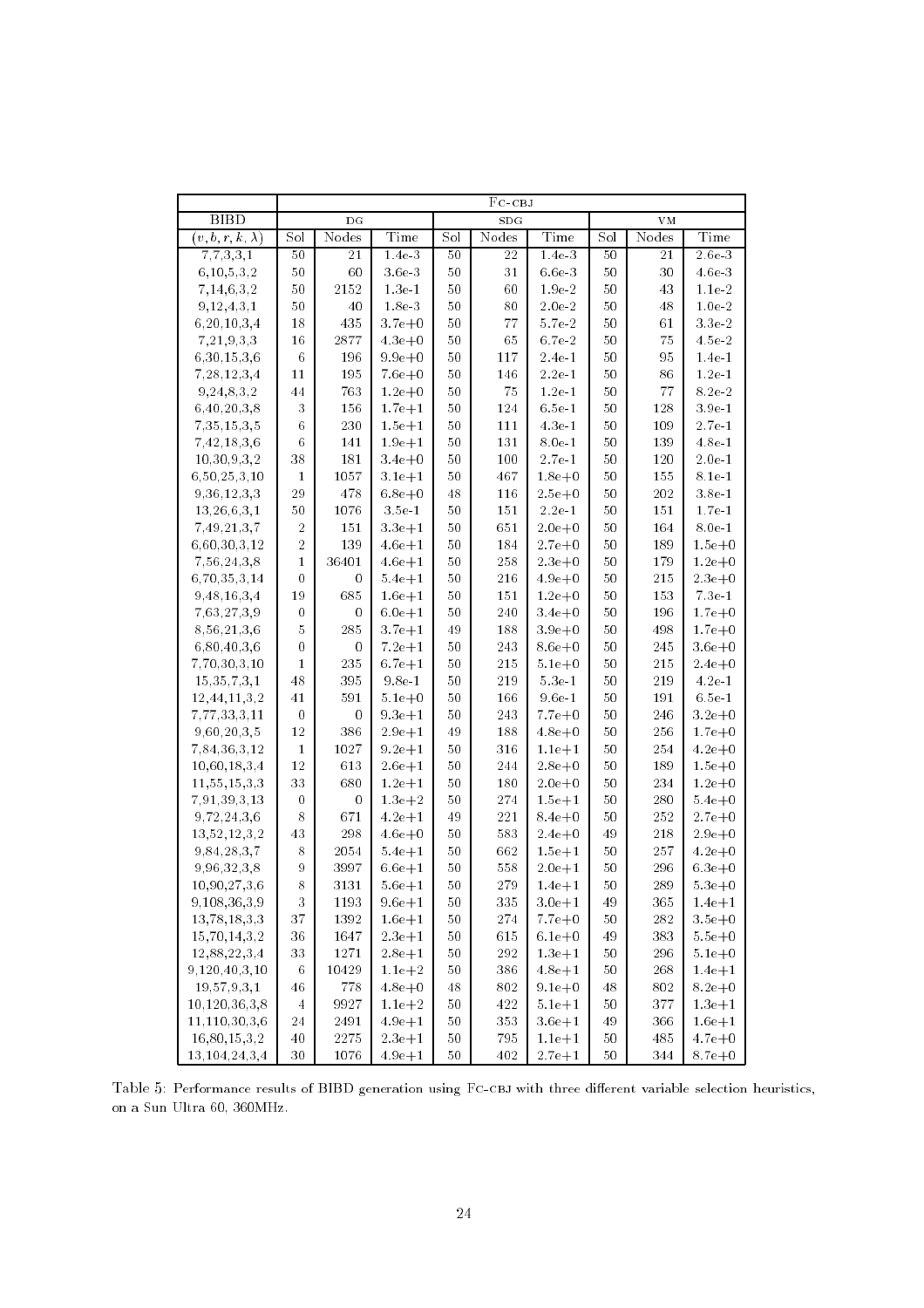| | FC-CBJ | | | | | | | | |
|---|---|---|---|---|---|---|---|---|---|
| BIBD | DG | | | SDG | | | VM | | |
| $(v, b, r, k, \lambda)$ | Sol | Nodes | Time | Sol | Nodes | Time | Sol | Nodes | Time |
| 7,7,3,3,1 | 50 | 21 | 1.4e-3 | 50 | 22 | 1.4e-3 | 50 | 21 | 2.6e-3 |
| 6,10,5,3,2 | 50 | 60 | 3.6e-3 | 50 | 31 | 6.6e-3 | 50 | 30 | 4.6e-3 |
| 7,14,6,3,2 | 50 | 2152 | 1.3e-1 | 50 | 60 | 1.9e-2 | 50 | 43 | 1.1e-2 |
| 9,12,4,3,1 | 50 | 40 | 1.8e-3 | 50 | 80 | 2.0e-2 | 50 | 48 | 1.0e-2 |
| 6,20,10,3,4 | 18 | 435 | 3.7e+0 | 50 | 77 | 5.7e-2 | 50 | 61 | 3.3e-2 |
| 7,21,9,3,3 | 16 | 2877 | 4.3e+0 | 50 | 65 | 6.7e-2 | 50 | 75 | 4.5e-2 |
| 6,30,15,3,6 | 6 | 196 | 9.9e+0 | 50 | 117 | 2.4e-1 | 50 | 95 | 1.4e-1 |
| 7,28,12,3,4 | 11 | 195 | 7.6e+0 | 50 | 146 | 2.2e-1 | 50 | 86 | 1.2e-1 |
| 9,24,8,3,2 | 44 | 763 | 1.2e+0 | 50 | 75 | 1.2e-1 | 50 | 77 | 8.2e-2 |
| 6,40,20,3,8 | 3 | 156 | 1.7e+1 | 50 | 124 | 6.5e-1 | 50 | 128 | 3.9e-1 |
| 7,35,15,3,5 | 6 | 230 | 1.5e+1 | 50 | 111 | 4.3e-1 | 50 | 109 | 2.7e-1 |
| 7,42,18,3,6 | 6 | 141 | 1.9e+1 | 50 | 131 | 8.0e-1 | 50 | 139 | 4.8e-1 |
| 10,30,9,3,2 | 38 | 181 | 3.4e+0 | 50 | 100 | 2.7e-1 | 50 | 120 | 2.0e-1 |
| 6,50,25,3,10 | 1 | 1057 | 3.1e+1 | 50 | 467 | 1.8e+0 | 50 | 155 | 8.1e-1 |
| 9,36,12,3,3 | 29 | 478 | 6.8e+0 | 48 | 116 | 2.5e+0 | 50 | 202 | 3.8e-1 |
| 13,26,6,3,1 | 50 | 1076 | 3.5e-1 | 50 | 151 | 2.2e-1 | 50 | 151 | 1.7e-1 |
| 7,49,21,3,7 | 2 | 151 | 3.3e+1 | 50 | 651 | 2.0e+0 | 50 | 164 | 8.0e-1 |
| 6,60,30,3,12 | 2 | 139 | 4.6e+1 | 50 | 184 | 2.7e+0 | 50 | 189 | 1.5e+0 |
| 7,56,24,3,8 | 1 | 36401 | 4.6e+1 | 50 | 258 | 2.3e+0 | 50 | 179 | 1.2e+0 |
| 6,70,35,3,14 | 0 | 0 | 5.4e+1 | 50 | 216 | 4.9e+0 | 50 | 215 | 2.3e+0 |
| 9,48,16,3,4 | 19 | 685 | 1.6e+1 | 50 | 151 | 1.2e+0 | 50 | 153 | 7.3e-1 |
| 7,63,27,3,9 | 0 | 0 | 6.0e+1 | 50 | 240 | 3.4e+0 | 50 | 196 | 1.7e+0 |
| 8,56,21,3,6 | 5 | 285 | 3.7e+1 | 49 | 188 | 3.9e+0 | 50 | 498 | 1.7e+0 |
| 6,80,40,3,6 | 0 | 0 | 7.2e+1 | 50 | 243 | 8.6e+0 | 50 | 245 | 3.6e+0 |
| 7,70,30,3,10 | 1 | 235 | 6.7e+1 | 50 | 215 | 5.1e+0 | 50 | 215 | 2.4e+0 |
| 15,35,7,3,1 | 48 | 395 | 9.8e-1 | 50 | 219 | 5.3e-1 | 50 | 219 | 4.2e-1 |
| 12,44,11,3,2 | 41 | 591 | 5.1e+0 | 50 | 166 | 9.6e-1 | 50 | 191 | 6.5e-1 |
| 7,77,33,3,11 | 0 | 0 | 9.3e+1 | 50 | 243 | 7.7e+0 | 50 | 246 | 3.2e+0 |
| 9,60,20,3,5 | 12 | 386 | 2.9e+1 | 49 | 188 | 4.8e+0 | 50 | 256 | 1.7e+0 |
| 7,84,36,3,12 | 1 | 1027 | 9.2e+1 | 50 | 316 | 1.1e+1 | 50 | 254 | 4.2e+0 |
| 10,60,18,3,4 | 12 | 613 | 2.6e+1 | 50 | 244 | 2.8e+0 | 50 | 189 | 1.5e+0 |
| 11,55,15,3,3 | 33 | 680 | 1.2e+1 | 50 | 180 | 2.0e+0 | 50 | 234 | 1.2e+0 |
| 7,91,39,3,13 | 0 | 0 | 1.3e+2 | 50 | 274 | 1.5e+1 | 50 | 280 | 5.4e+0 |
| 9,72,24,3,6 | 8 | 671 | 4.2e+1 | 49 | 221 | 8.4e+0 | 50 | 252 | 2.7e+0 |
| 13,52,12,3,2 | 43 | 298 | 4.6e+0 | 50 | 583 | 2.4e+0 | 49 | 218 | 2.9e+0 |
| 9,84,28,3,7 | 8 | 2054 | 5.4e+1 | 50 | 662 | 1.5e+1 | 50 | 257 | 4.2e+0 |
| 9,96,32,3,8 | 9 | 3997 | 6.6e+1 | 50 | 558 | 2.0e+1 | 50 | 296 | 6.3e+0 |
| 10,90,27,3,6 | 8 | 3131 | 5.6e+1 | 50 | 279 | 1.4e+1 | 50 | 289 | 5.3e+0 |
| 9,108,36,3,9 | 3 | 1193 | 9.6e+1 | 50 | 335 | 3.0e+1 | 49 | 365 | 1.4e+1 |
| 13,78,18,3,3 | 37 | 1392 | 1.6e+1 | 50 | 274 | 7.7e+0 | 50 | 282 | 3.5e+0 |
| 15,70,14,3,2 | 36 | 1647 | 2.3e+1 | 50 | 615 | 6.1e+0 | 49 | 383 | 5.5e+0 |
| 12,88,22,3,4 | 33 | 1271 | 2.8e+1 | 50 | 292 | 1.3e+1 | 50 | 296 | 5.1e+0 |
| 9,120,40,3,10 | 6 | 10429 | 1.1e+2 | 50 | 386 | 4.8e+1 | 50 | 268 | 1.4e+1 |
| 19,57,9,3,1 | 46 | 778 | 4.8e+0 | 48 | 802 | 9.1e+0 | 48 | 802 | 8.2e+0 |
| 10,120,36,3,8 | 4 | 9927 | 1.1e+2 | 50 | 422 | 5.1e+1 | 50 | 377 | 1.3e+1 |
| 11,110,30,3,6 | 24 | 2491 | 4.9e+1 | 50 | 353 | 3.6e+1 | 49 | 366 | 1.6e+1 |
| 16,80,15,3,2 | 40 | 2275 | 2.3e+1 | 50 | 795 | 1.1e+1 | 50 | 485 | 4.7e+0 |
| 13,104,24,3,4 | 30 | 1076 | 4.9e+1 | 50 | 402 | 2.7e+1 | 50 | 344 | 8.7e+0 |

Table 5: Performance results of BIBD generation using FC-CBJ with three different variable selection heuristics, on a Sun Ultra 60, 360MHz.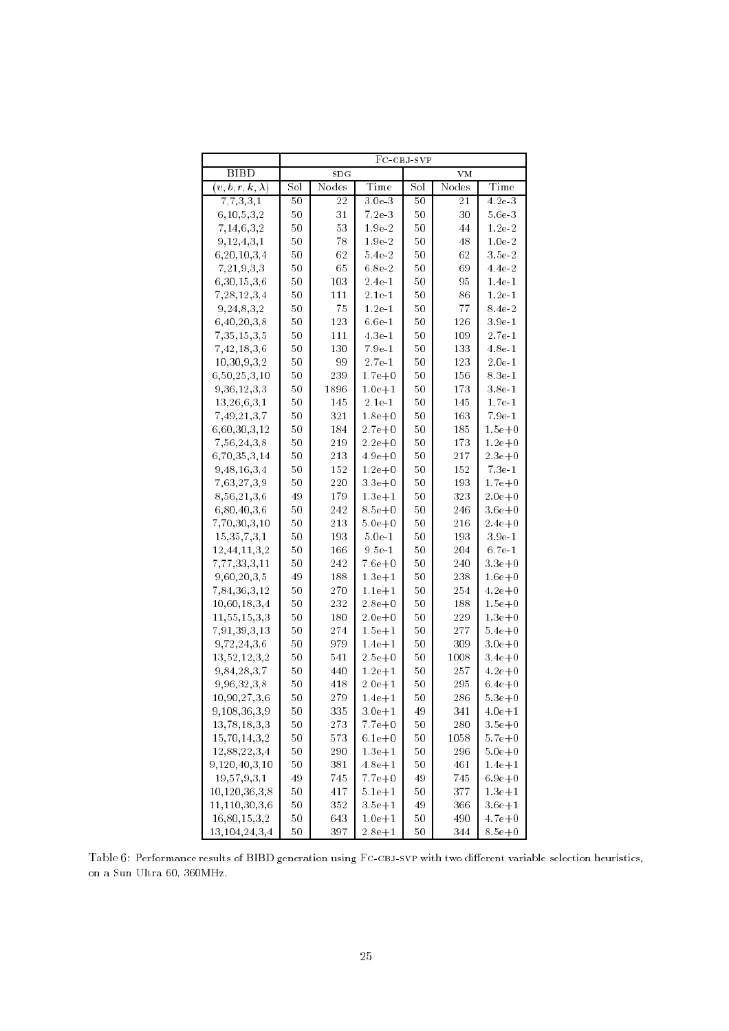| | Fc-cbj-svp | | | | | |
|---|---|---|---|---|---|---|
| BIBD | sdg | | | vm | | |
| $(v, b, r, k, \lambda)$ | Sol | Nodes | Time | Sol | Nodes | Time |
| 7,7,3,3,1 | 50 | 22 | 3.0e-3 | 50 | 21 | 4.2e-3 |
| 6,10,5,3,2 | 50 | 31 | 7.2e-3 | 50 | 30 | 5.6e-3 |
| 7,14,6,3,2 | 50 | 53 | 1.9e-2 | 50 | 44 | 1.2e-2 |
| 9,12,4,3,1 | 50 | 78 | 1.9e-2 | 50 | 48 | 1.0e-2 |
| 6,20,10,3,4 | 50 | 62 | 5.4e-2 | 50 | 62 | 3.5e-2 |
| 7,21,9,3,3 | 50 | 65 | 6.8e-2 | 50 | 69 | 4.4e-2 |
| 6,30,15,3,6 | 50 | 103 | 2.4e-1 | 50 | 95 | 1.4e-1 |
| 7,28,12,3,4 | 50 | 111 | 2.1e-1 | 50 | 86 | 1.2e-1 |
| 9,24,8,3,2 | 50 | 75 | 1.2e-1 | 50 | 77 | 8.4e-2 |
| 6,40,20,3,8 | 50 | 123 | 6.6e-1 | 50 | 126 | 3.9e-1 |
| 7,35,15,3,5 | 50 | 111 | 4.3e-1 | 50 | 109 | 2.7e-1 |
| 7,42,18,3,6 | 50 | 130 | 7.9e-1 | 50 | 133 | 4.8e-1 |
| 10,30,9,3,2 | 50 | 99 | 2.7e-1 | 50 | 123 | 2.0e-1 |
| 6,50,25,3,10 | 50 | 239 | 1.7e+0 | 50 | 156 | 8.3e-1 |
| 9,36,12,3,3 | 50 | 1896 | 1.0e+1 | 50 | 173 | 3.8e-1 |
| 13,26,6,3,1 | 50 | 145 | 2.1e-1 | 50 | 145 | 1.7e-1 |
| 7,49,21,3,7 | 50 | 321 | 1.8e+0 | 50 | 163 | 7.9e-1 |
| 6,60,30,3,12 | 50 | 184 | 2.7e+0 | 50 | 185 | 1.5e+0 |
| 7,56,24,3,8 | 50 | 219 | 2.2e+0 | 50 | 173 | 1.2e+0 |
| 6,70,35,3,14 | 50 | 213 | 4.9e+0 | 50 | 217 | 2.3e+0 |
| 9,48,16,3,4 | 50 | 152 | 1.2e+0 | 50 | 152 | 7.3e-1 |
| 7,63,27,3,9 | 50 | 220 | 3.3e+0 | 50 | 193 | 1.7e+0 |
| 8,56,21,3,6 | 49 | 179 | 1.3e+1 | 50 | 323 | 2.0e+0 |
| 6,80,40,3,6 | 50 | 242 | 8.5e+0 | 50 | 246 | 3.6e+0 |
| 7,70,30,3,10 | 50 | 213 | 5.0e+0 | 50 | 216 | 2.4e+0 |
| 15,35,7,3,1 | 50 | 193 | 5.0e-1 | 50 | 193 | 3.9e-1 |
| 12,44,11,3,2 | 50 | 166 | 9.5e-1 | 50 | 204 | 6.7e-1 |
| 7,77,33,3,11 | 50 | 242 | 7.6e+0 | 50 | 240 | 3.3e+0 |
| 9,60,20,3,5 | 49 | 188 | 1.3e+1 | 50 | 238 | 1.6e+0 |
| 7,84,36,3,12 | 50 | 270 | 1.1e+1 | 50 | 254 | 4.2e+0 |
| 10,60,18,3,4 | 50 | 232 | 2.8e+0 | 50 | 188 | 1.5e+0 |
| 11,55,15,3,3 | 50 | 180 | 2.0e+0 | 50 | 229 | 1.3e+0 |
| 7,91,39,3,13 | 50 | 274 | 1.5e+1 | 50 | 277 | 5.4e+0 |
| 9,72,24,3,6 | 50 | 979 | 1.4e+1 | 50 | 309 | 3.0e+0 |
| 13,52,12,3,2 | 50 | 541 | 2.5e+0 | 50 | 1008 | 3.4e+0 |
| 9,84,28,3,7 | 50 | 440 | 1.2e+1 | 50 | 257 | 4.2e+0 |
| 9,96,32,3,8 | 50 | 418 | 2.0e+1 | 50 | 295 | 6.4e+0 |
| 10,90,27,3,6 | 50 | 279 | 1.4e+1 | 50 | 286 | 5.3e+0 |
| 9,108,36,3,9 | 50 | 335 | 3.0e+1 | 49 | 341 | 4.0e+1 |
| 13,78,18,3,3 | 50 | 273 | 7.7e+0 | 50 | 280 | 3.5e+0 |
| 15,70,14,3,2 | 50 | 573 | 6.1e+0 | 50 | 1058 | 5.7e+0 |
| 12,88,22,3,4 | 50 | 290 | 1.3e+1 | 50 | 296 | 5.0e+0 |
| 9,120,40,3,10 | 50 | 381 | 4.8e+1 | 50 | 461 | 1.4e+1 |
| 19,57,9,3,1 | 49 | 745 | 7.7e+0 | 49 | 745 | 6.9e+0 |
| 10,120,36,3,8 | 50 | 417 | 5.1e+1 | 50 | 377 | 1.3e+1 |
| 11,110,30,3,6 | 50 | 352 | 3.5e+1 | 49 | 366 | 3.6e+1 |
| 16,80,15,3,2 | 50 | 643 | 1.0e+1 | 50 | 490 | 4.7e+0 |
| 13,104,24,3,4 | 50 | 397 | 2.8e+1 | 50 | 344 | 8.5e+0 |

Table 6: Performance results of BIBD generation using Fc-cbj-svp with two different variable selection heuristics, on a Sun Ultra 60, 360MHz.